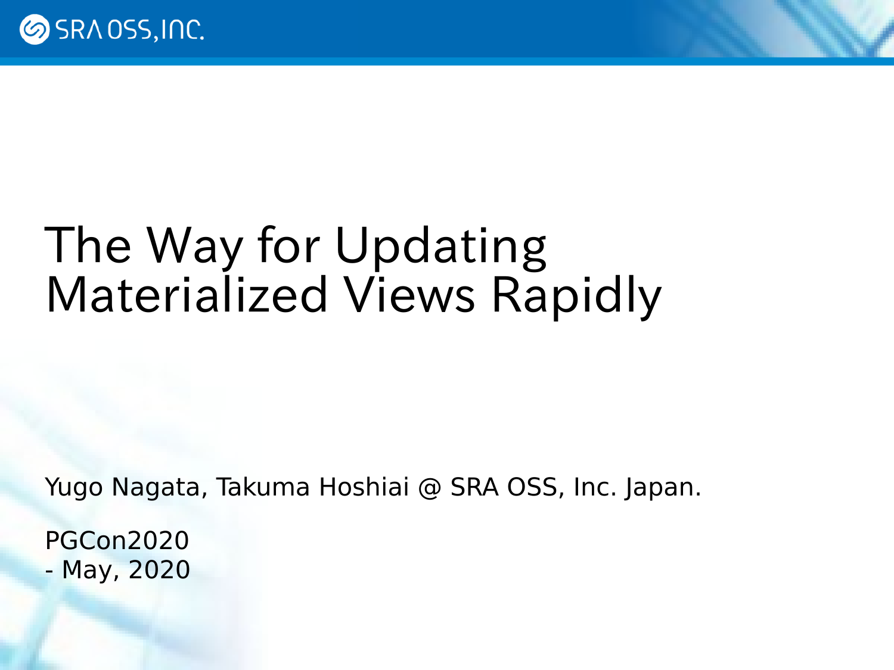# The Way for Updating Materialized Views Rapidly

Yugo Nagata, Takuma Hoshiai @ SRA OSS, Inc. Japan.

PGCon2020
- May, 2020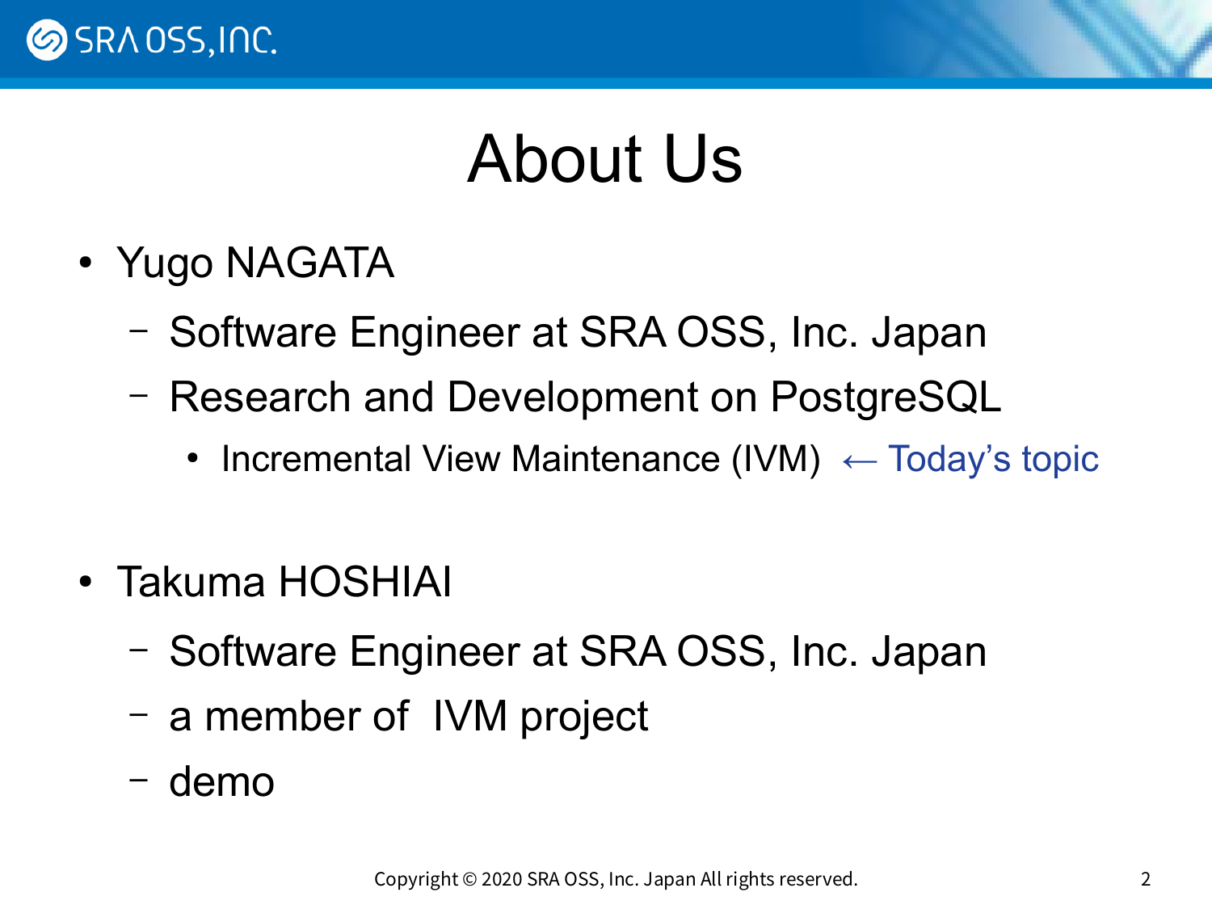# About Us

- Yugo NAGATA
  - Software Engineer at SRA OSS, Inc. Japan
  - Research and Development on PostgreSQL
    - Incremental View Maintenance (IVM) ← Today's topic

- Takuma HOSHIAI
  - Software Engineer at SRA OSS, Inc. Japan
  - a member of IVM project
  - demo

Copyright © 2020 SRA OSS, Inc. Japan All rights reserved.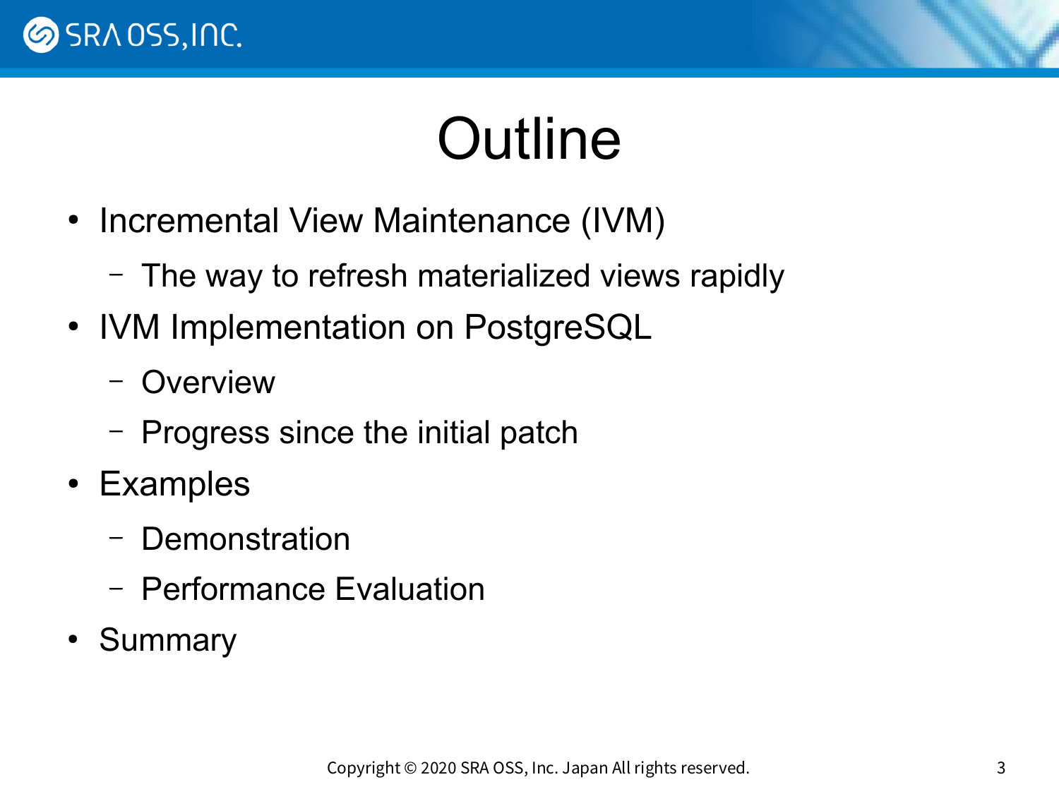# Outline

- Incremental View Maintenance (IVM)
  - The way to refresh materialized views rapidly
- IVM Implementation on PostgreSQL
  - Overview
  - Progress since the initial patch
- Examples
  - Demonstration
  - Performance Evaluation
- Summary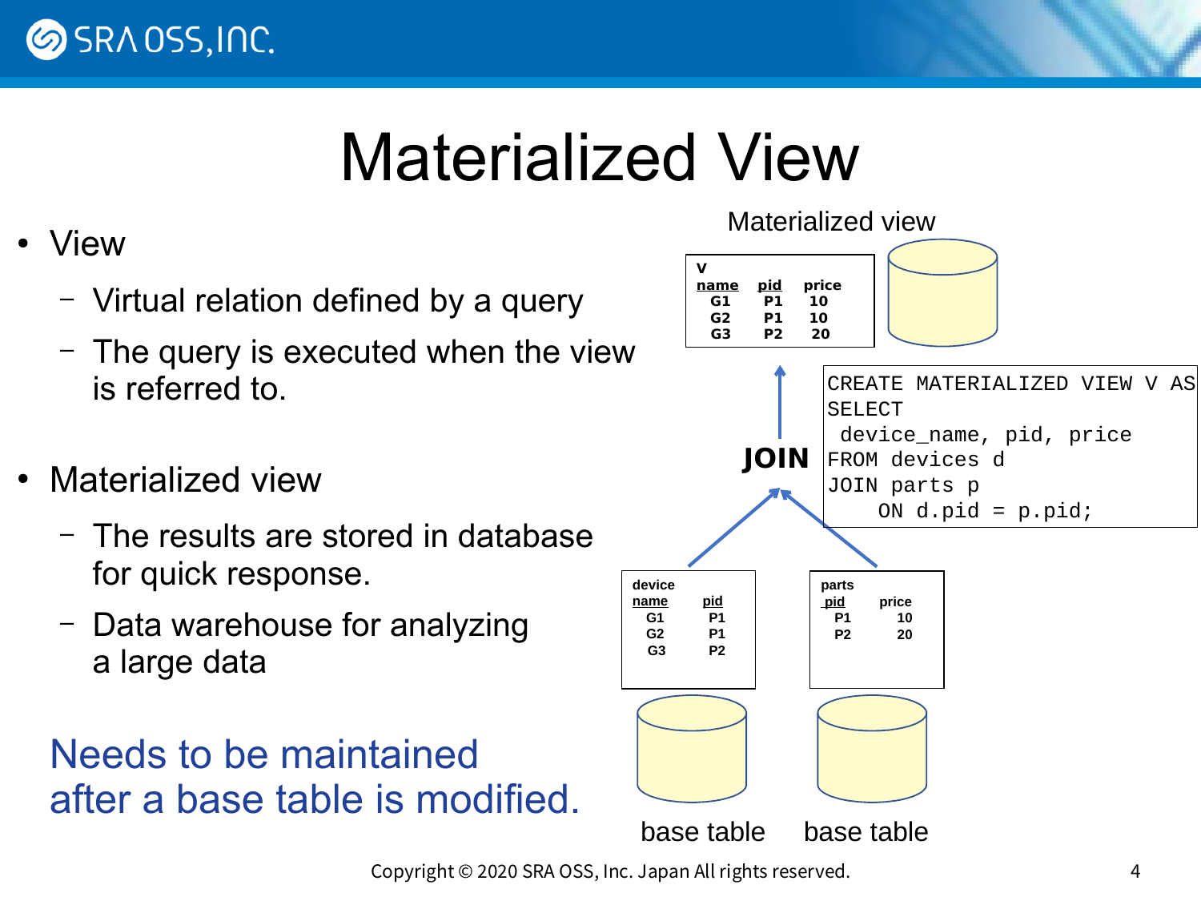# Materialized View

- View
  - Virtual relation defined by a query
  - The query is executed when the view is referred to.
- Materialized view
  - The results are stored in database for quick response.
  - Data warehouse for analyzing a large data

Needs to be maintained after a base table is modified.

Materialized view

V

| name | pid | price |
|---|---|---|
| G1 | P1 | 10 |
| G2 | P1 | 10 |
| G3 | P2 | 20 |

```
CREATE MATERIALIZED VIEW V AS
SELECT
 device_name, pid, price
FROM devices d
JOIN parts p
    ON d.pid = p.pid;
```

JOIN

device

| name | pid |
|---|---|
| G1 | P1 |
| G2 | P1 |
| G3 | P2 |

parts

| pid | price |
|---|---|
| P1 | 10 |
| P2 | 20 |

base table

base table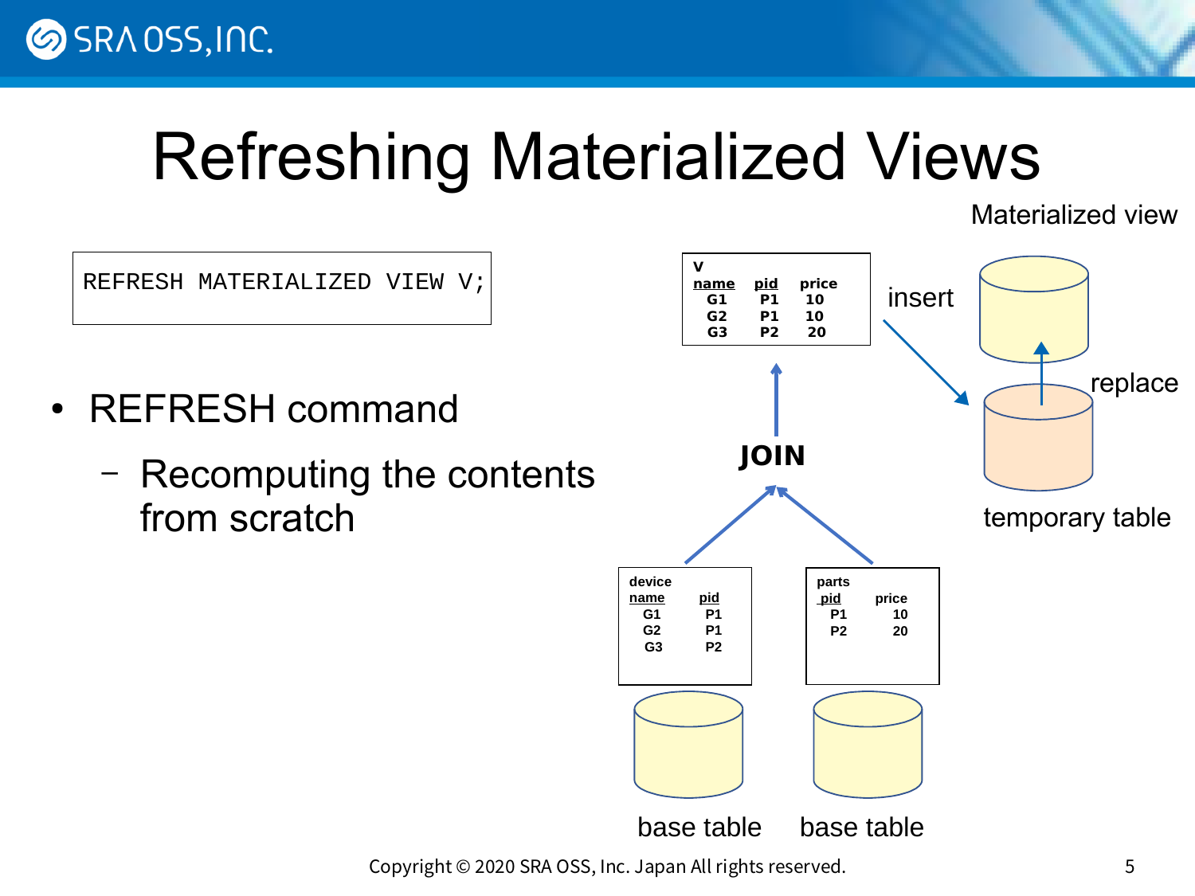# Refreshing Materialized Views

```
REFRESH MATERIALIZED VIEW V;
```

- REFRESH command
  - Recomputing the contents from scratch

Materialized view

V

| name | pid | price |
|---|---|---|
| G1 | P1 | 10 |
| G2 | P1 | 10 |
| G3 | P2 | 20 |

insert

replace

temporary table

JOIN

device

| name | pid |
|---|---|
| G1 | P1 |
| G2 | P1 |
| G3 | P2 |

parts

| pid | price |
|---|---|
| P1 | 10 |
| P2 | 20 |

base table

base table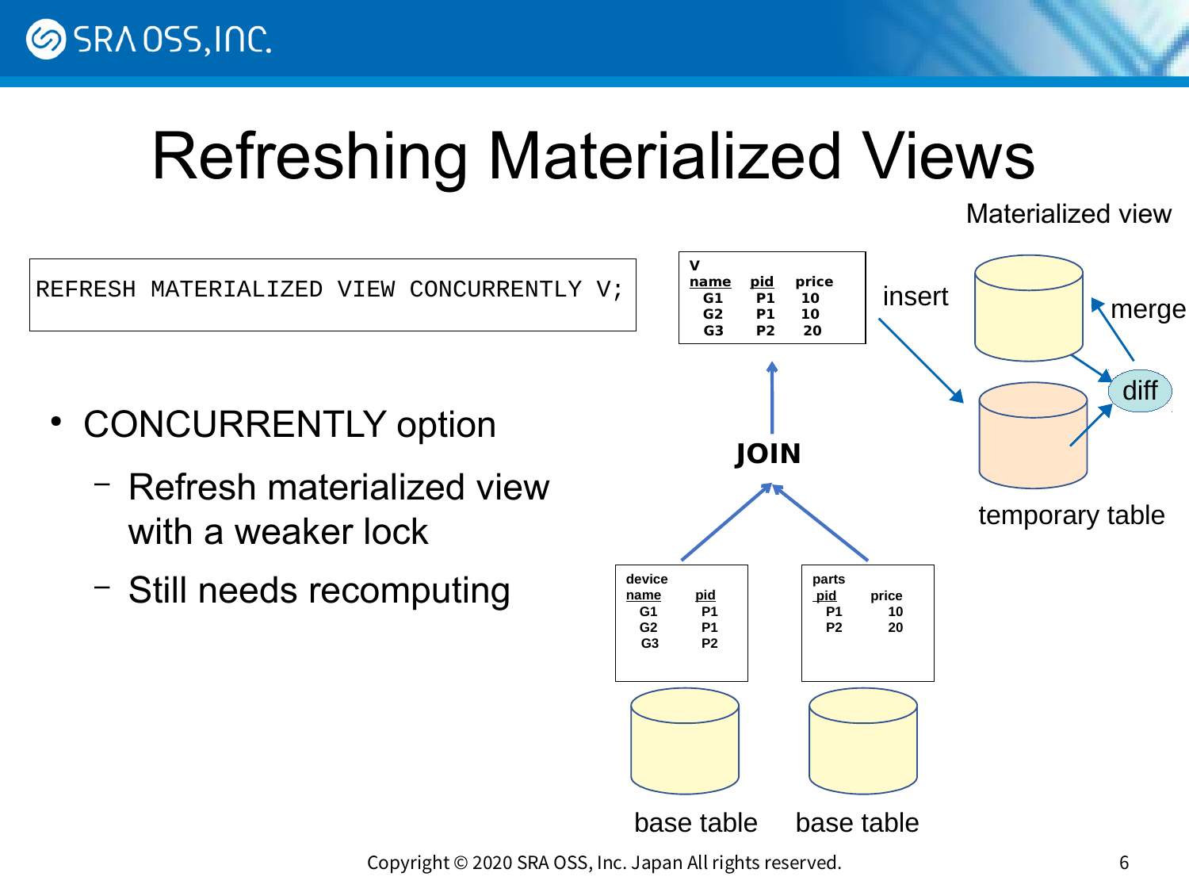# Refreshing Materialized Views

```
REFRESH MATERIALIZED VIEW CONCURRENTLY V;
```

- CONCURRENTLY option
  - Refresh materialized view with a weaker lock
  - Still needs recomputing

Materialized view

V

| name | pid | price |
|---|---|---|
| G1 | P1 | 10 |
| G2 | P1 | 10 |
| G3 | P2 | 20 |

insert

merge

diff

temporary table

JOIN

device

| name | pid |
|---|---|
| G1 | P1 |
| G2 | P1 |
| G3 | P2 |

parts

| pid | price |
|---|---|
| P1 | 10 |
| P2 | 20 |

base table

base table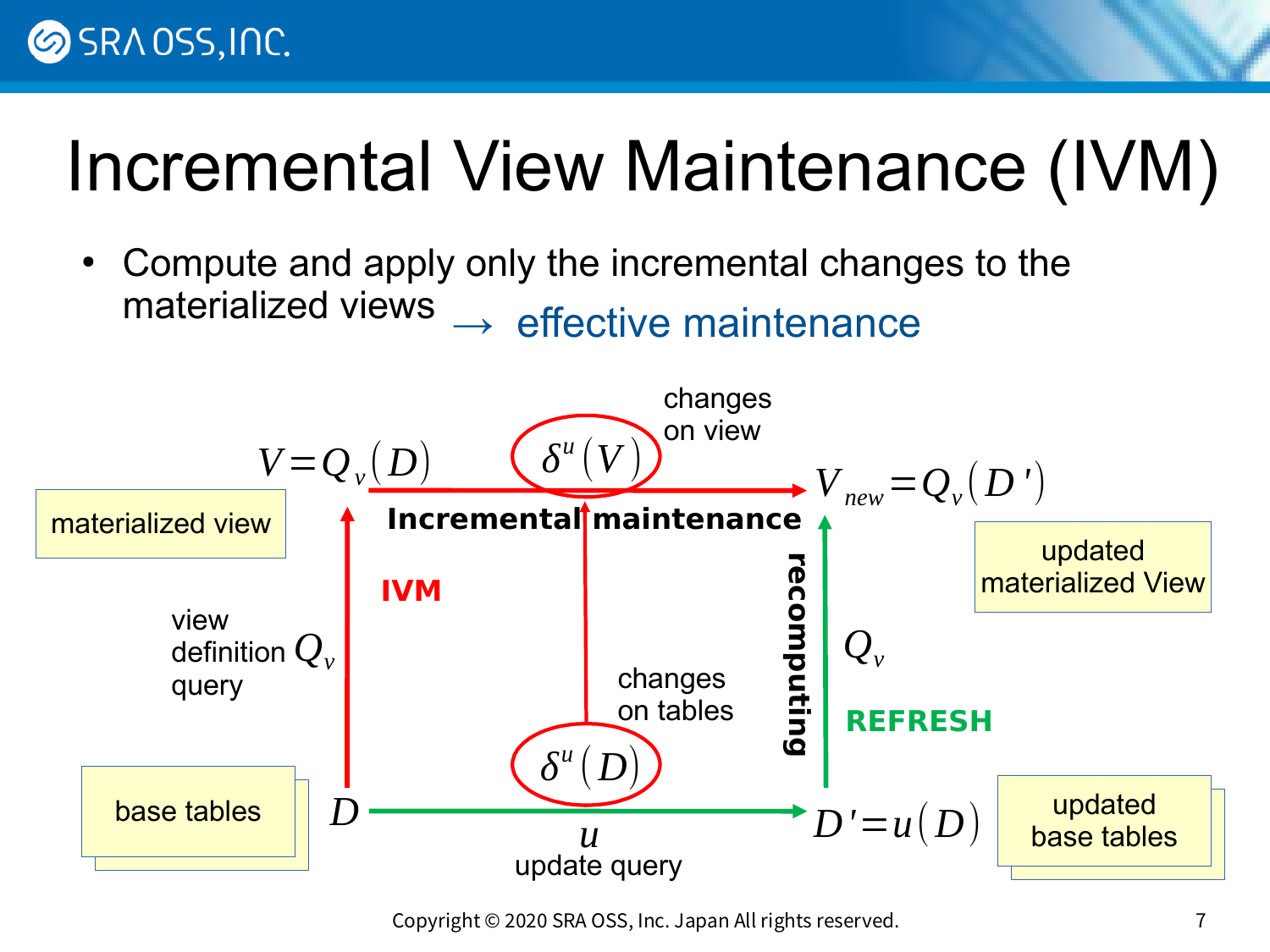# Incremental View Maintenance (IVM)

- Compute and apply only the incremental changes to the materialized views → effective maintenance

$V = Q_v(D)$

materialized view

$\delta^u(V)$

changes on view

$V_{new} = Q_v(D')$

updated materialized View

Incremental maintenance

IVM

view definition query $Q_v$

changes on tables

$\delta^u(D)$

recomputing

$Q_v$

REFRESH

base tables

$D$

$u$

update query

$D' = u(D)$

updated base tables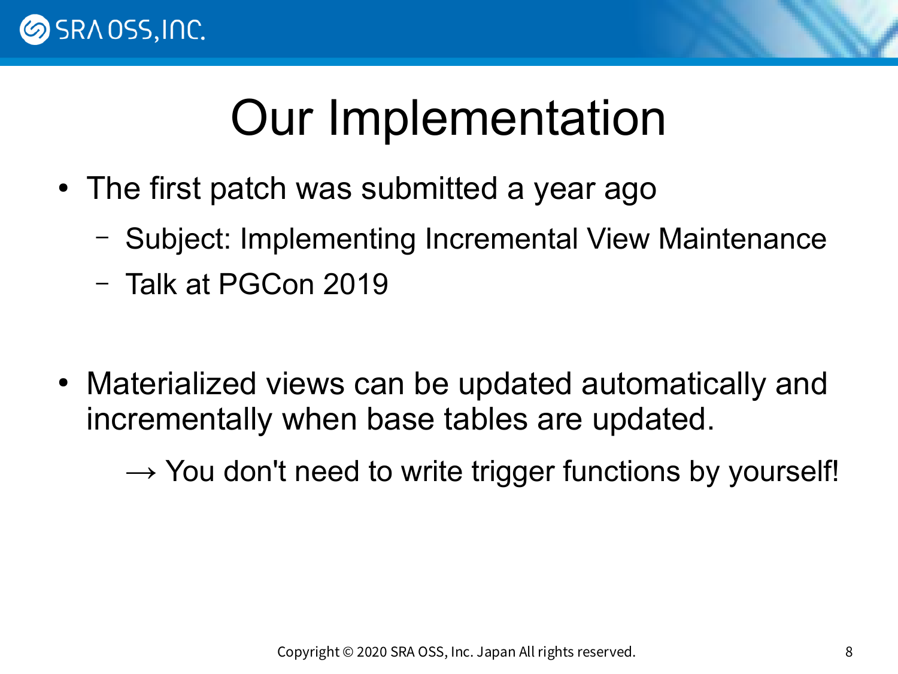# Our Implementation

- The first patch was submitted a year ago
  - Subject: Implementing Incremental View Maintenance
  - Talk at PGCon 2019

- Materialized views can be updated automatically and incrementally when base tables are updated.

  → You don't need to write trigger functions by yourself!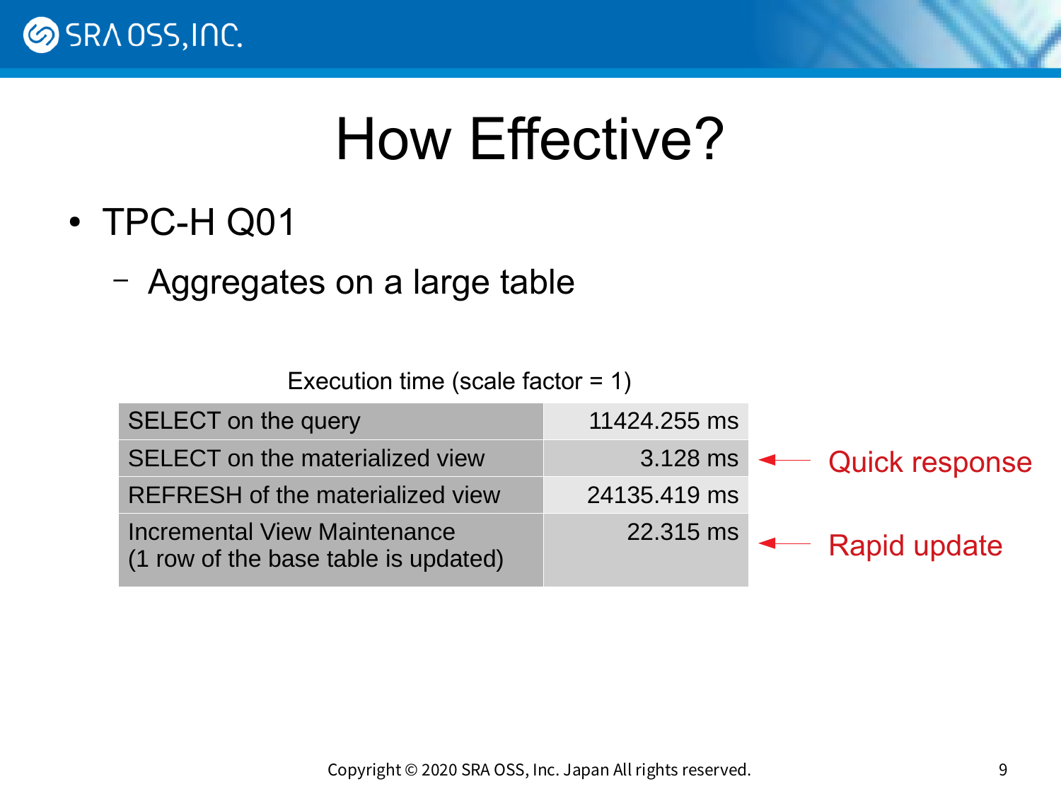# How Effective?

- TPC-H Q01
  - Aggregates on a large table

Execution time (scale factor = 1)

| | |
|---|---|
| SELECT on the query | 11424.255 ms |
| SELECT on the materialized view | 3.128 ms |
| REFRESH of the materialized view | 24135.419 ms |
| Incremental View Maintenance (1 row of the base table is updated) | 22.315 ms |

← Quick response

← Rapid update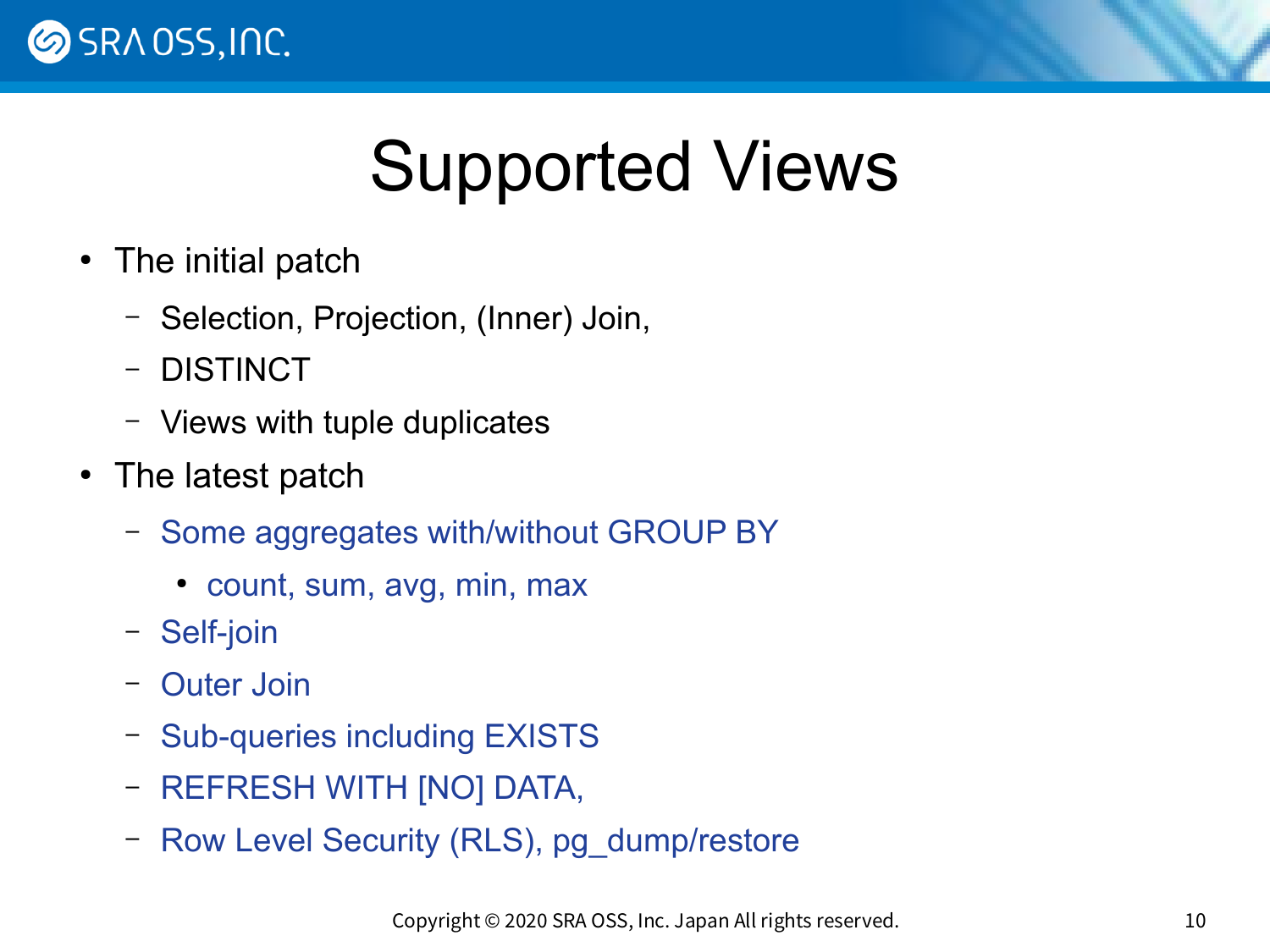# Supported Views

- The initial patch
  - Selection, Projection, (Inner) Join,
  - DISTINCT
  - Views with tuple duplicates
- The latest patch
  - Some aggregates with/without GROUP BY
    - count, sum, avg, min, max
  - Self-join
  - Outer Join
  - Sub-queries including EXISTS
  - REFRESH WITH [NO] DATA,
  - Row Level Security (RLS), pg_dump/restore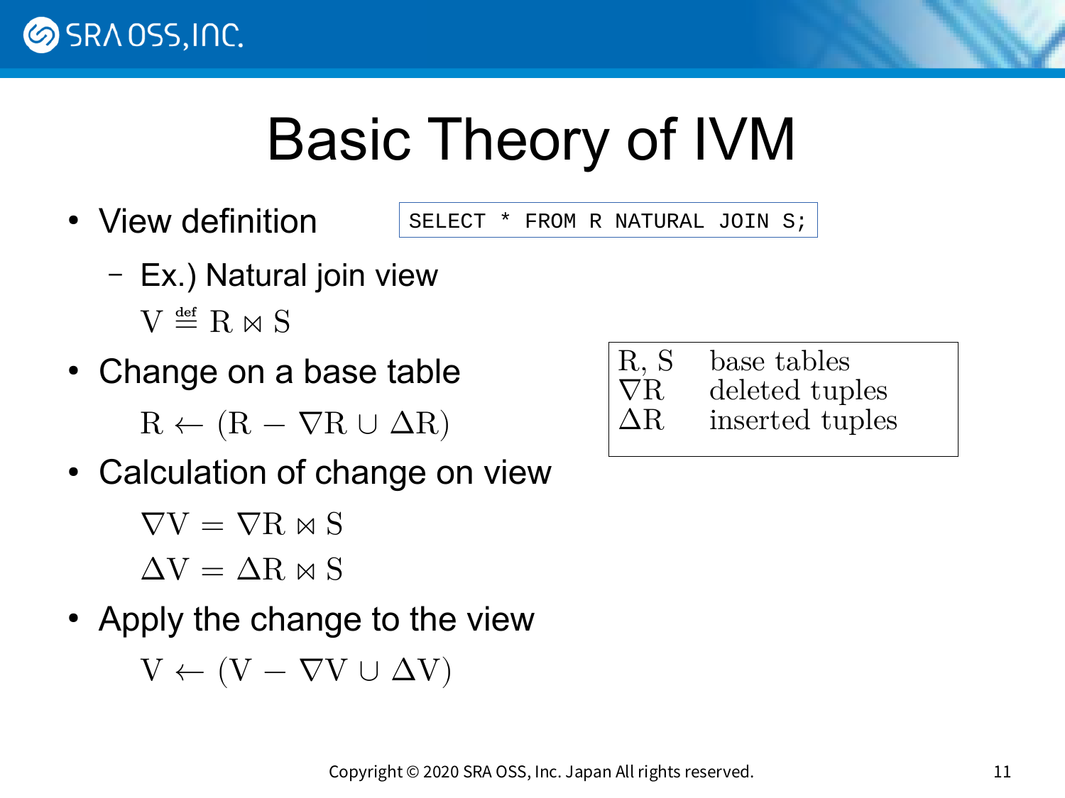# Basic Theory of IVM

- View definition

```
SELECT * FROM R NATURAL JOIN S;
```

  - Ex.) Natural join view

$$V \stackrel{\text{def}}{=} R \bowtie S$$

- Change on a base table

$$R \leftarrow (R - \nabla R \cup \Delta R)$$

| | |
|---|---|
| $R, S$ | base tables |
| $\nabla R$ | deleted tuples |
| $\Delta R$ | inserted tuples |

- Calculation of change on view

$$\nabla V = \nabla R \bowtie S$$

$$\Delta V = \Delta R \bowtie S$$

- Apply the change to the view

$$V \leftarrow (V - \nabla V \cup \Delta V)$$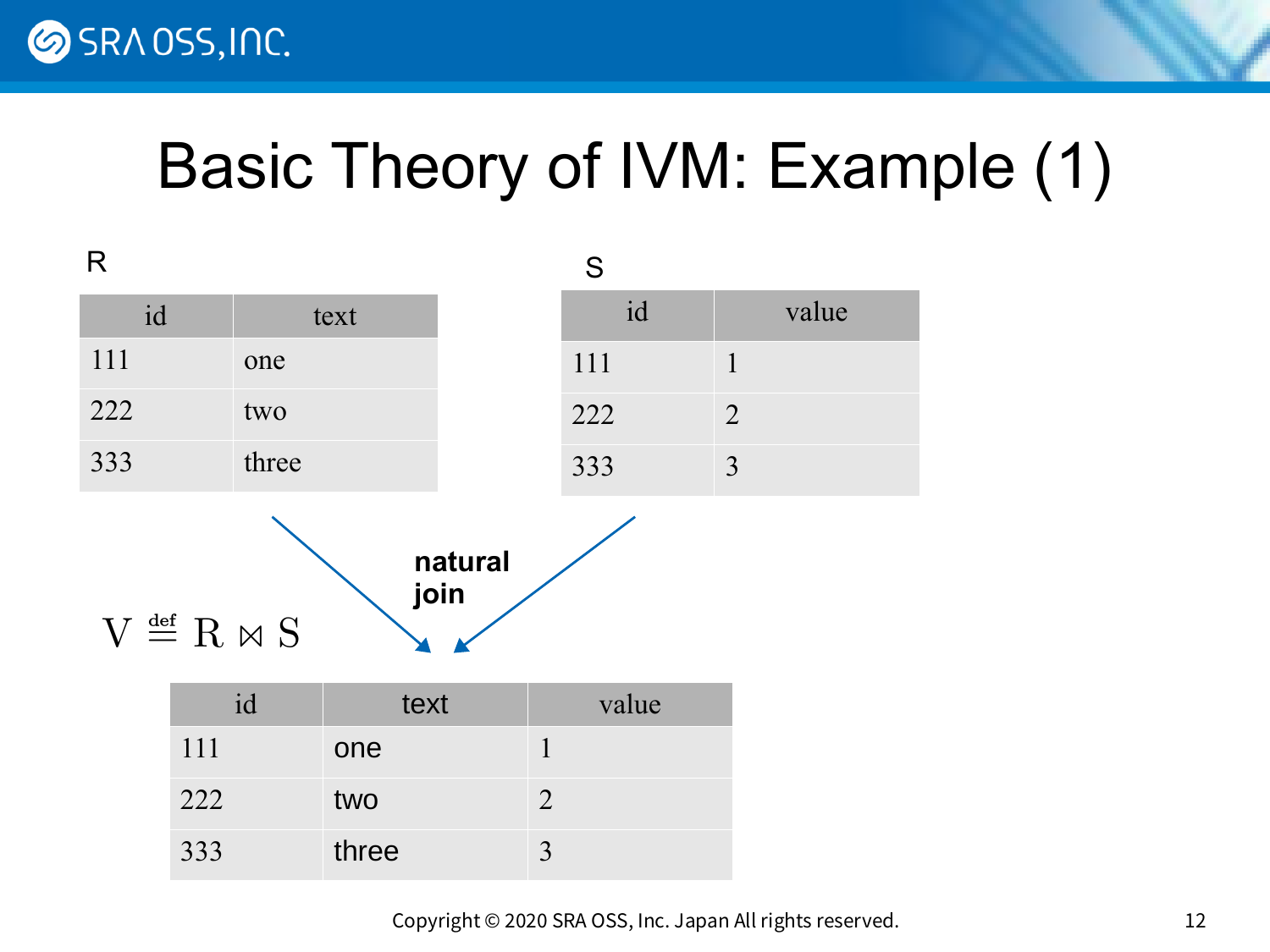# Basic Theory of IVM: Example (1)

R

| id | text |
|---|---|
| 111 | one |
| 222 | two |
| 333 | three |

S

| id | value |
|---|---|
| 111 | 1 |
| 222 | 2 |
| 333 | 3 |

**natural join**

$$V \stackrel{\text{def}}{=} R \bowtie S$$

| id | text | value |
|---|---|---|
| 111 | one | 1 |
| 222 | two | 2 |
| 333 | three | 3 |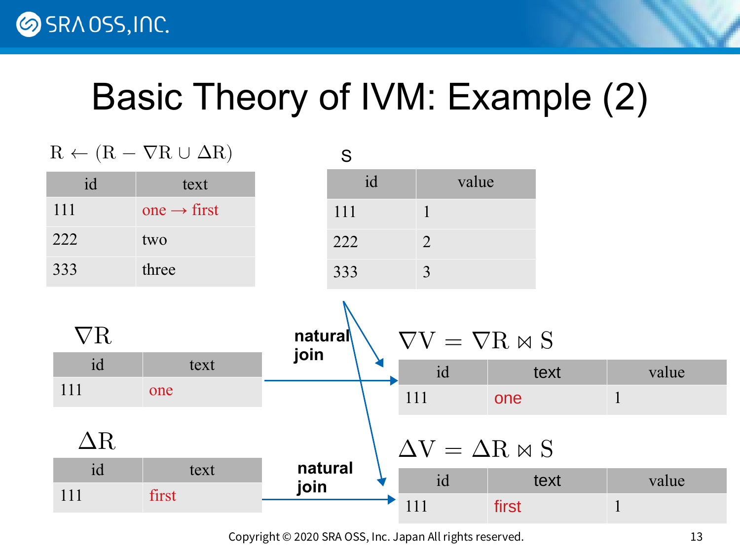# Basic Theory of IVM: Example (2)

$R \leftarrow (R - \nabla R \cup \Delta R)$

| id | text |
|---|---|
| 111 | one → first |
| 222 | two |
| 333 | three |

S

| id | value |
|---|---|
| 111 | 1 |
| 222 | 2 |
| 333 | 3 |

$\nabla R$

| id | text |
|---|---|
| 111 | one |

natural join

$\nabla V = \nabla R \bowtie S$

| id | text | value |
|---|---|---|
| 111 | one | 1 |

$\Delta R$

| id | text |
|---|---|
| 111 | first |

natural join

$\Delta V = \Delta R \bowtie S$

| id | text | value |
|---|---|---|
| 111 | first | 1 |

Copyright © 2020 SRA OSS, Inc. Japan All rights reserved.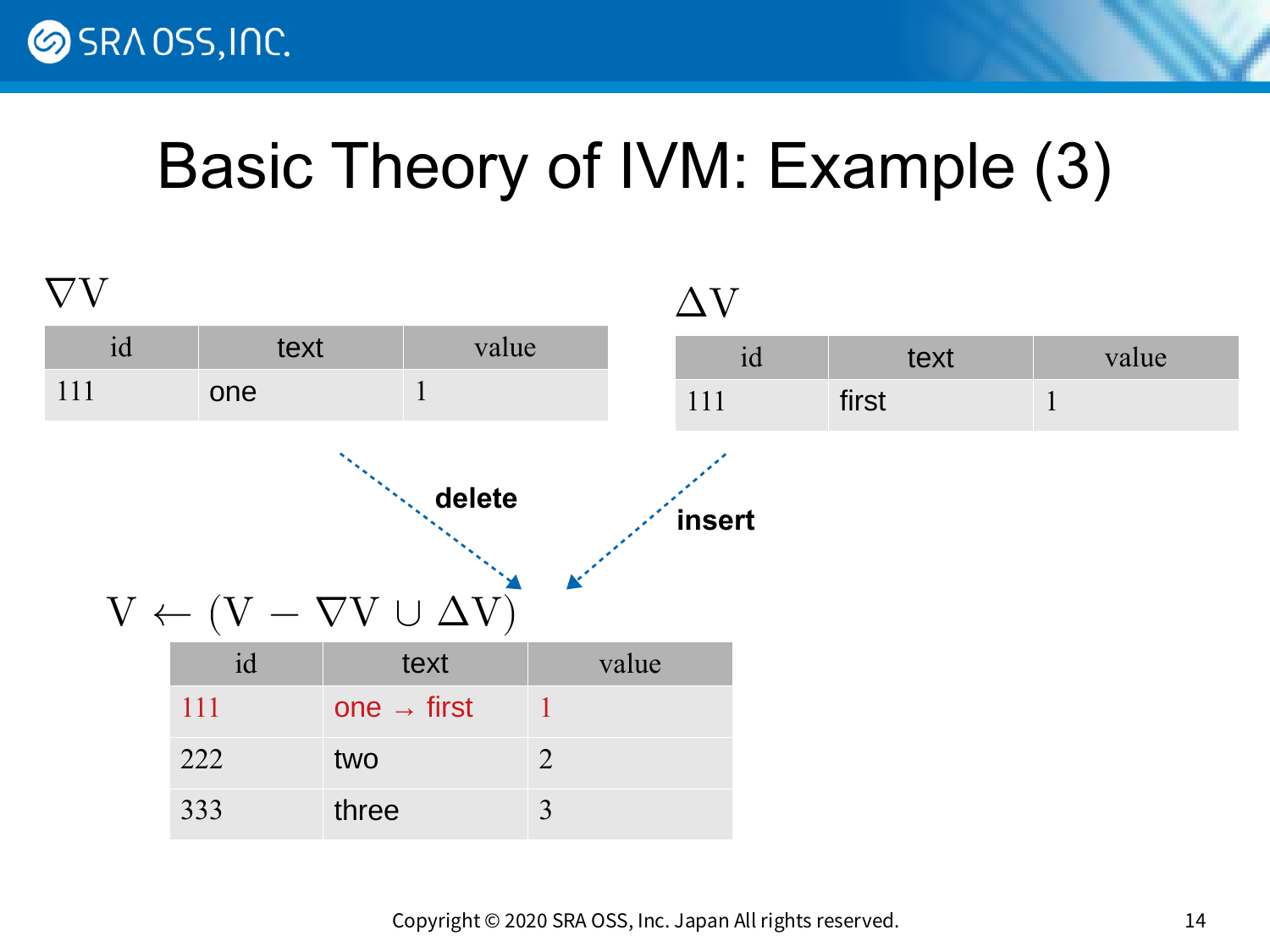# Basic Theory of IVM: Example (3)

$\nabla V$

| id | text | value |
| --- | --- | --- |
| 111 | one | 1 |

$\Delta V$

| id | text | value |
| --- | --- | --- |
| 111 | first | 1 |

delete

insert

$$V \leftarrow (V - \nabla V \cup \Delta V)$$

| id | text | value |
| --- | --- | --- |
| 111 | one → first | 1 |
| 222 | two | 2 |
| 333 | three | 3 |

Copyright © 2020 SRA OSS, Inc. Japan All rights reserved.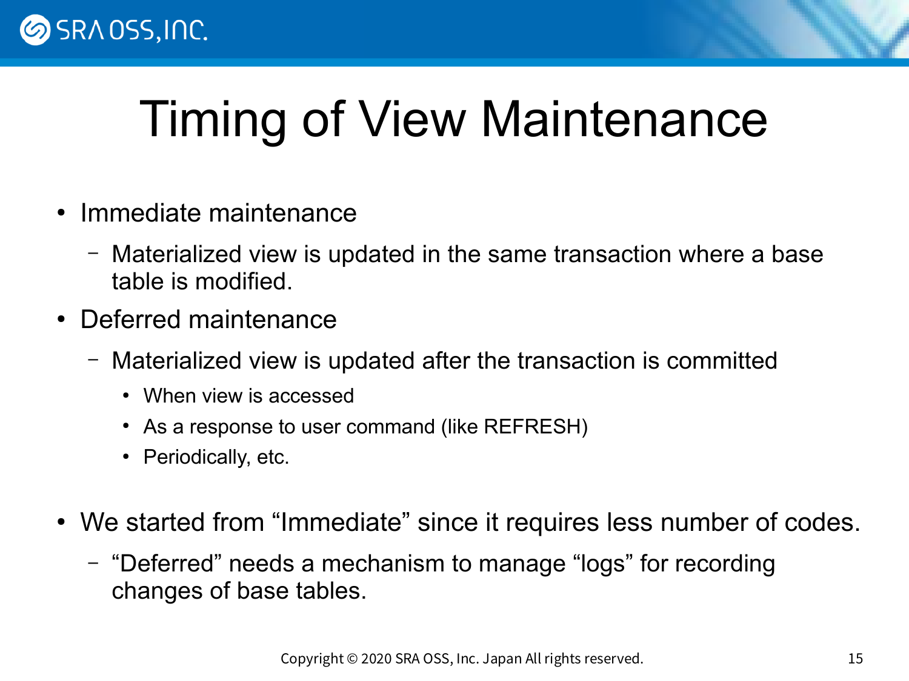# Timing of View Maintenance

- Immediate maintenance
  - Materialized view is updated in the same transaction where a base table is modified.
- Deferred maintenance
  - Materialized view is updated after the transaction is committed
    - When view is accessed
    - As a response to user command (like REFRESH)
    - Periodically, etc.
- We started from “Immediate” since it requires less number of codes.
  - “Deferred” needs a mechanism to manage “logs” for recording changes of base tables.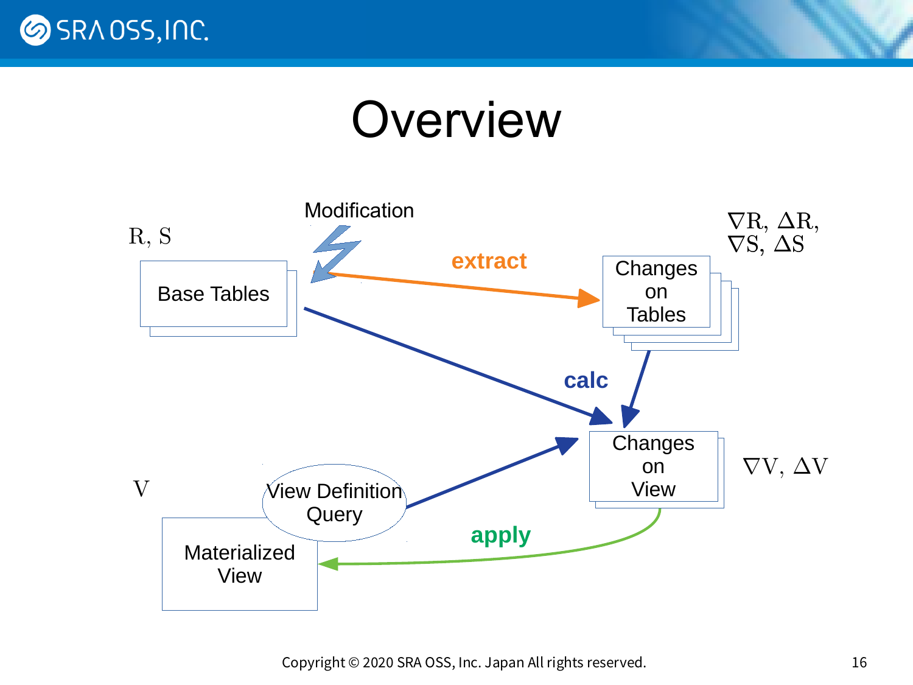# Overview

Modification

R, S

Base Tables

extract

$\nabla R$, $\Delta R$, $\nabla S$, $\Delta S$

Changes on Tables

calc

Changes on View

$\nabla V$, $\Delta V$

V

View Definition Query

Materialized View

apply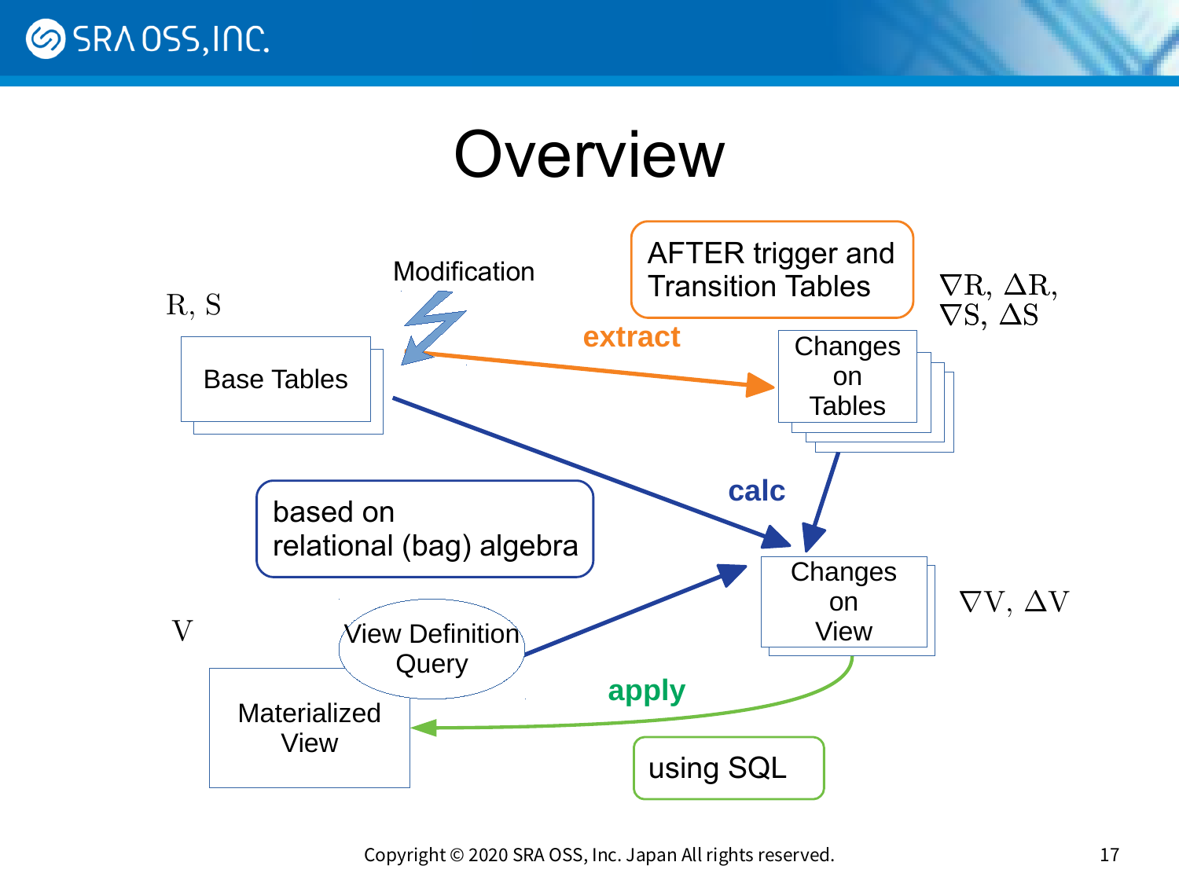# Overview

R, S

Base Tables

Modification

AFTER trigger and Transition Tables

extract

$\nabla R, \Delta R,$
$\nabla S, \Delta S$

Changes on Tables

calc

based on relational (bag) algebra

V

View Definition Query

Changes on View

$\nabla V, \Delta V$

Materialized View

apply

using SQL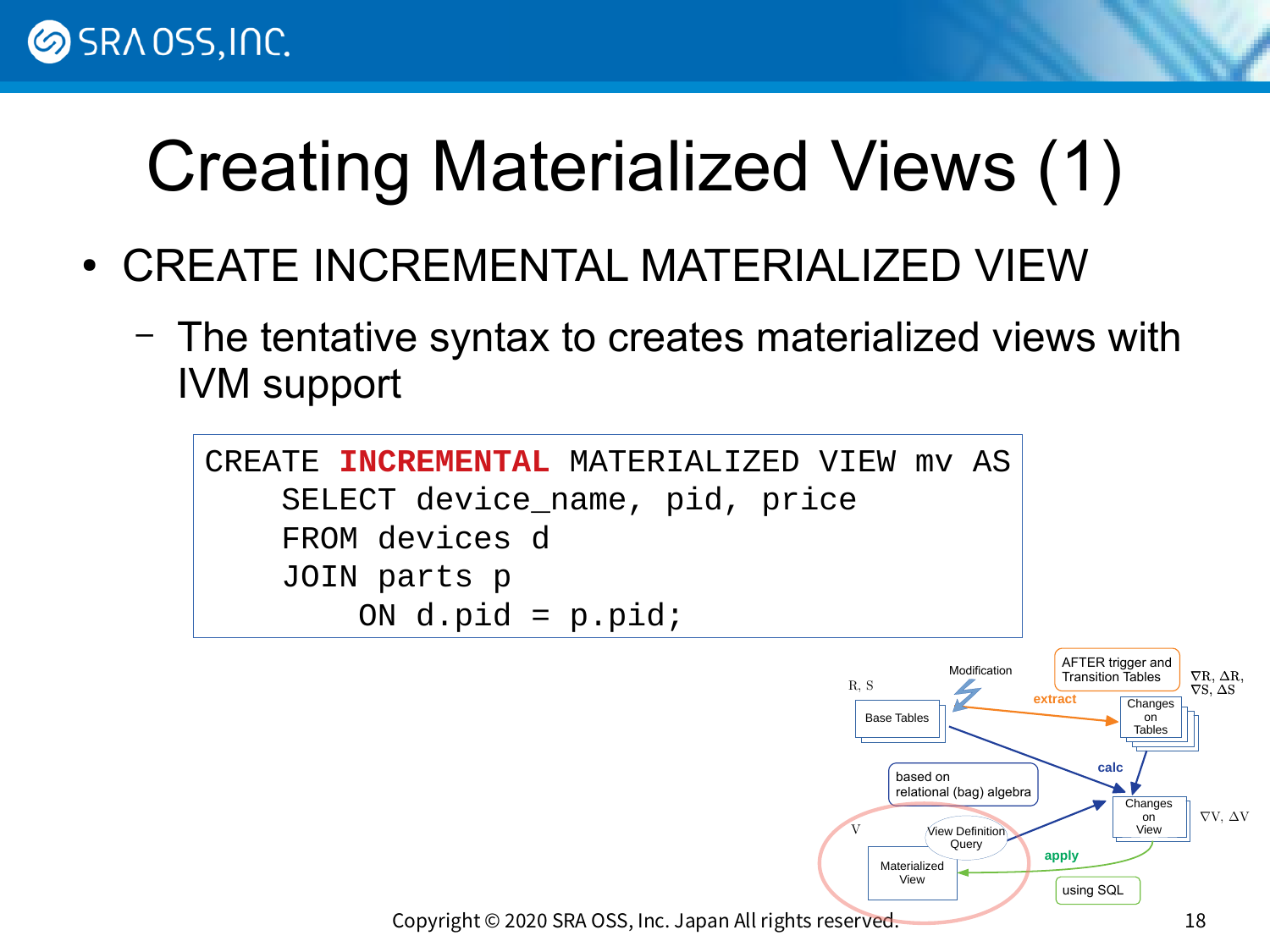# Creating Materialized Views (1)

- CREATE INCREMENTAL MATERIALIZED VIEW
  - The tentative syntax to creates materialized views with IVM support

```
CREATE INCREMENTAL MATERIALIZED VIEW mv AS
    SELECT device_name, pid, price
    FROM devices d
    JOIN parts p
        ON d.pid = p.pid;
```

R, S

Modification

AFTER trigger and Transition Tables

$\nabla R$, $\Delta R$, $\nabla S$, $\Delta S$

Base Tables

extract

Changes on Tables

calc

based on relational (bag) algebra

Changes on View

$\nabla V$, $\Delta V$

V

View Definition Query

Materialized View

apply

using SQL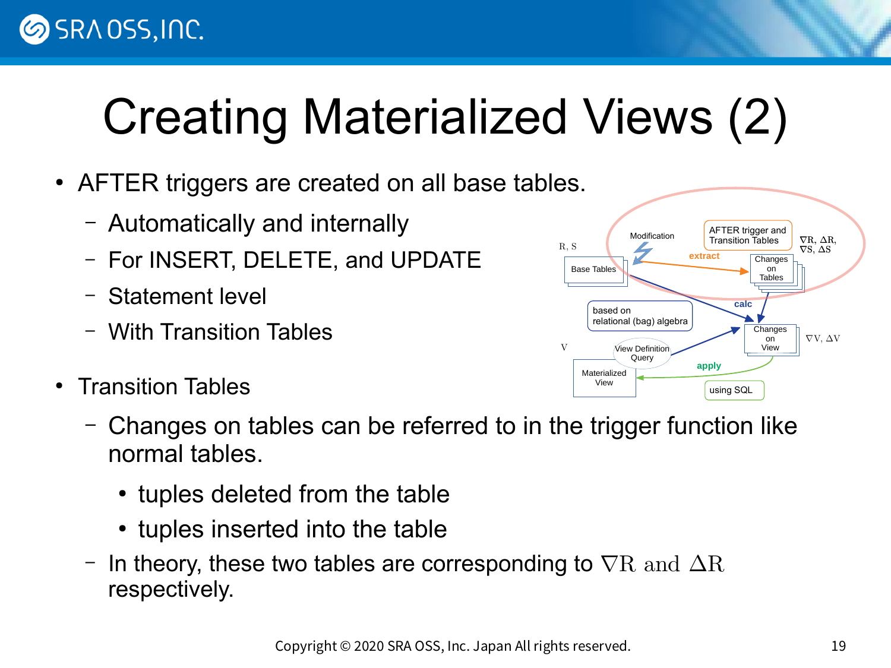# Creating Materialized Views (2)

- AFTER triggers are created on all base tables.
  - Automatically and internally
  - For INSERT, DELETE, and UPDATE
  - Statement level
  - With Transition Tables
- Transition Tables
  - Changes on tables can be referred to in the trigger function like normal tables.
    - tuples deleted from the table
    - tuples inserted into the table
  - In theory, these two tables are corresponding to $\nabla R$ and $\Delta R$ respectively.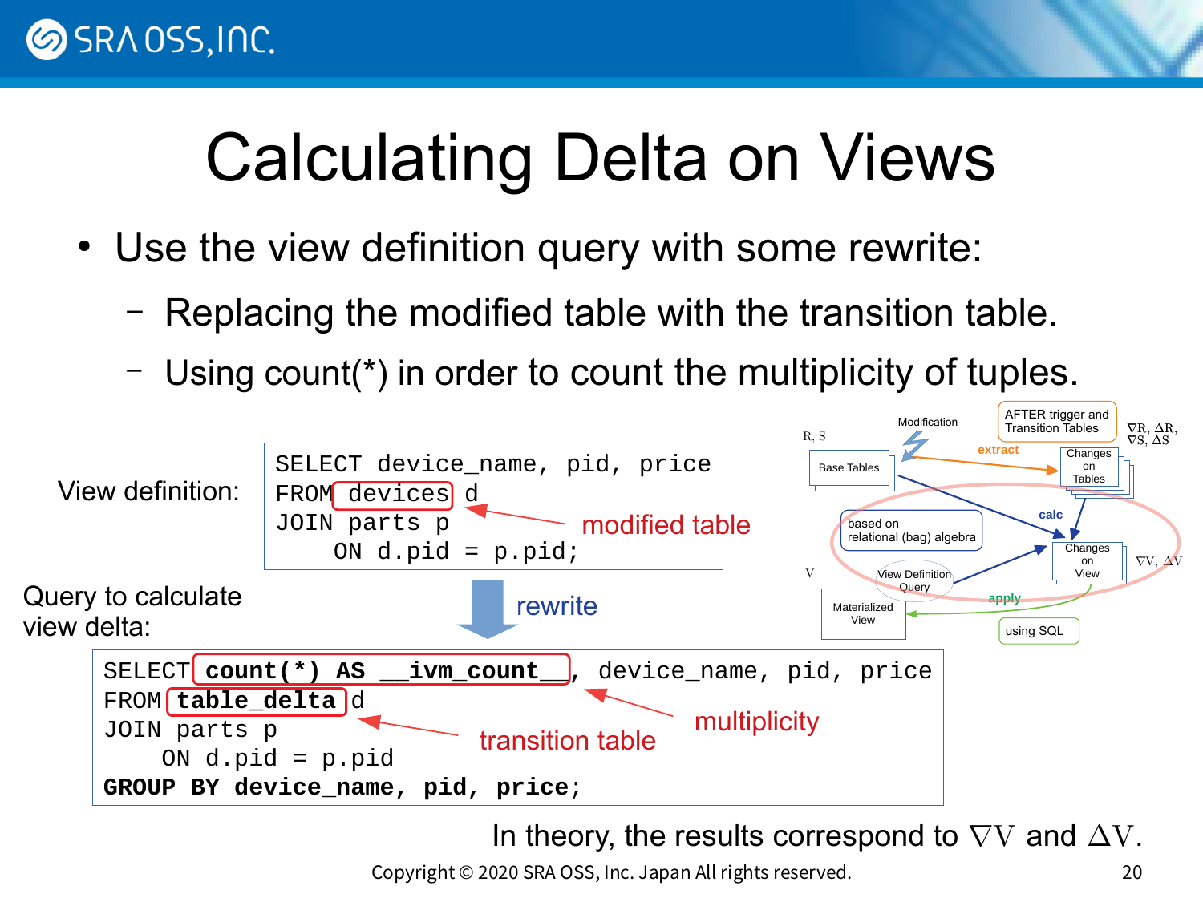# Calculating Delta on Views

- Use the view definition query with some rewrite:
  - Replacing the modified table with the transition table.
  - Using count(*) in order to count the multiplicity of tuples.

View definition:

```
SELECT device_name, pid, price
FROM devices d
JOIN parts p
    ON d.pid = p.pid;
```

modified table: devices

rewrite

Query to calculate view delta:

```
SELECT count(*) AS __ivm_count__, device_name, pid, price
FROM table_delta d
JOIN parts p
    ON d.pid = p.pid
GROUP BY device_name, pid, price;
```

multiplicity: count(*) AS __ivm_count__

transition table: table_delta

Modification

AFTER trigger and Transition Tables

R, S

$\nabla R$, $\Delta R$, $\nabla S$, $\Delta S$

Base Tables

extract

Changes on Tables

calc

based on relational (bag) algebra

V

View Definition Query

Changes on View

$\nabla V$, $\Delta V$

apply

Materialized View

using SQL

In theory, the results correspond to $\nabla V$ and $\Delta V$.

Copyright © 2020 SRA OSS, Inc. Japan All rights reserved.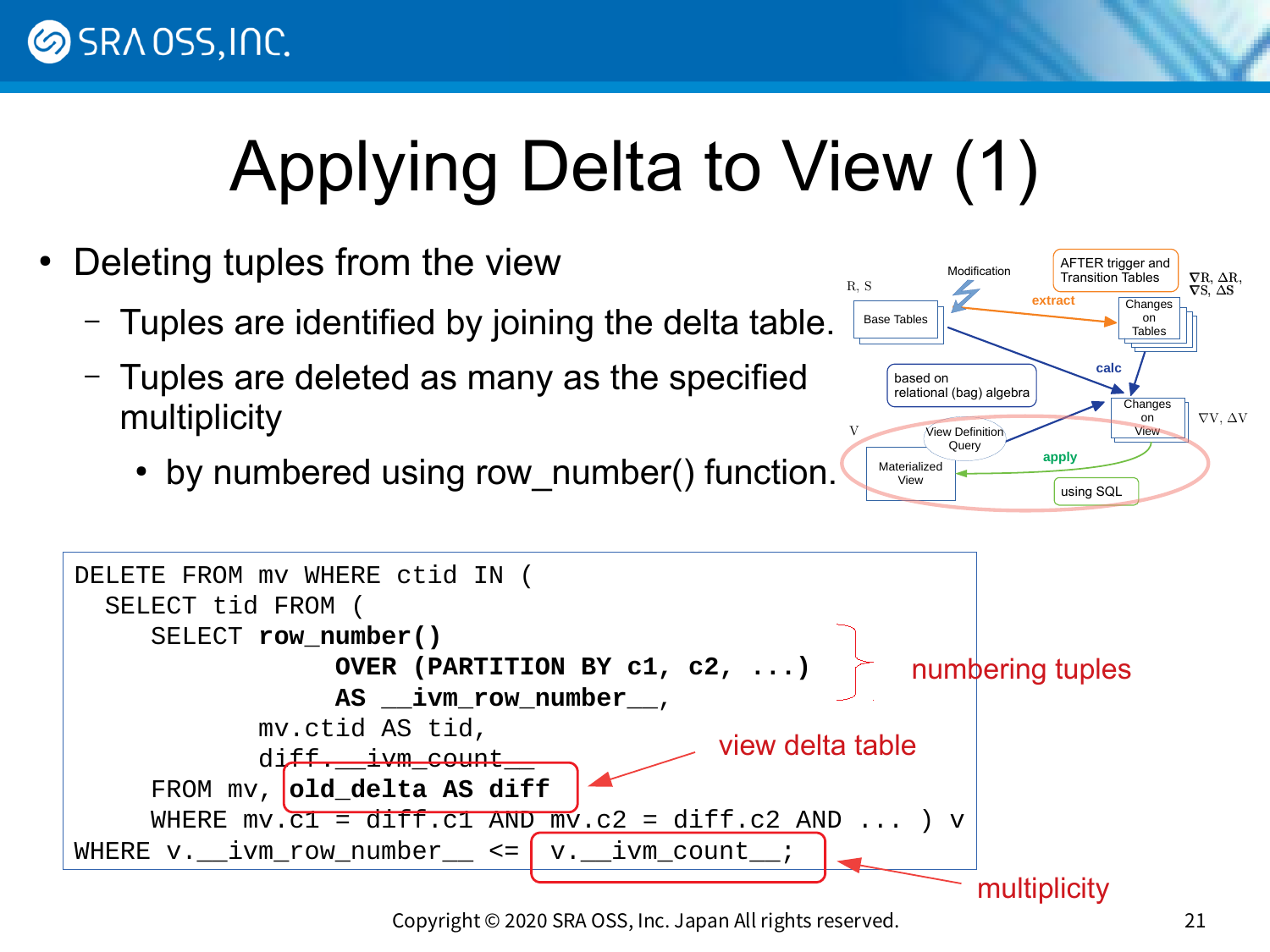# Applying Delta to View (1)

- Deleting tuples from the view
  - Tuples are identified by joining the delta table.
  - Tuples are deleted as many as the specified multiplicity
    - by numbered using row_number() function.

R, S

Modification

AFTER trigger and Transition Tables

$\nabla R$, $\Delta R$, $\nabla S$, $\Delta S$

Base Tables

extract

Changes on Tables

calc

based on relational (bag) algebra

Changes on View

$\nabla V$, $\Delta V$

V

View Definition Query

apply

Materialized View

using SQL

```
DELETE FROM mv WHERE ctid IN (
  SELECT tid FROM (
     SELECT row_number()
                 OVER (PARTITION BY c1, c2, ...)
                 AS __ivm_row_number__,
            mv.ctid AS tid,
            diff.__ivm_count__
     FROM mv, old_delta AS diff
     WHERE mv.c1 = diff.c1 AND mv.c2 = diff.c2 AND ... ) v
WHERE v.__ivm_row_number__ <= v.__ivm_count__;
```

numbering tuples

view delta table

multiplicity

Copyright © 2020 SRA OSS, Inc. Japan All rights reserved.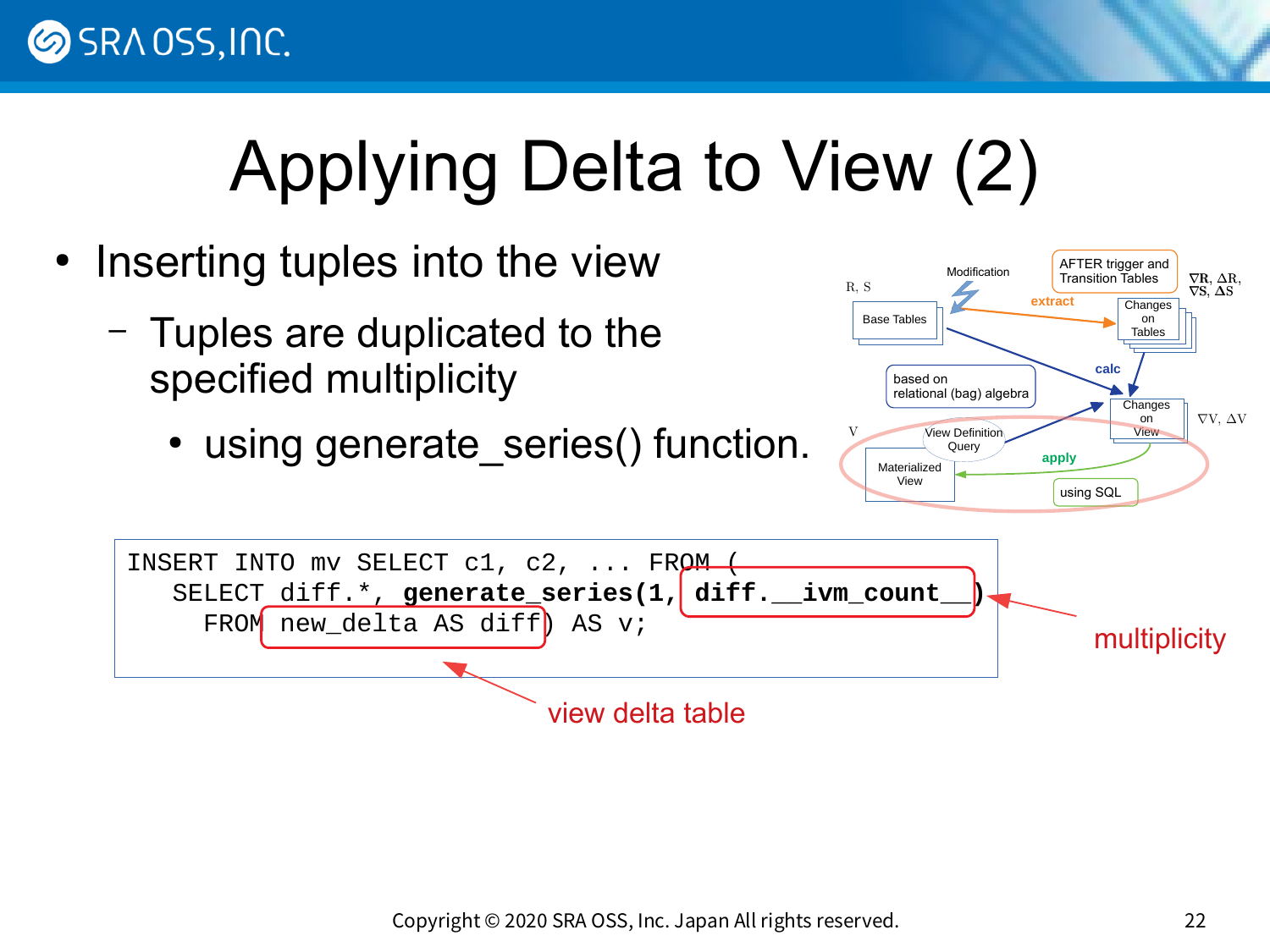# Applying Delta to View (2)

- Inserting tuples into the view
  - Tuples are duplicated to the specified multiplicity
    - using generate_series() function.

Modification

AFTER trigger and Transition Tables

R, S

$\nabla R$, $\Delta R$, $\nabla S$, $\Delta S$

extract

Base Tables

Changes on Tables

calc

based on relational (bag) algebra

Changes on View

$\nabla V$, $\Delta V$

V

View Definition Query

apply

Materialized View

using SQL

```
INSERT INTO mv SELECT c1, c2, ... FROM (
   SELECT diff.*, generate_series(1, diff.__ivm_count__)
     FROM new_delta AS diff) AS v;
```

multiplicity

view delta table

Copyright © 2020 SRA OSS, Inc. Japan All rights reserved.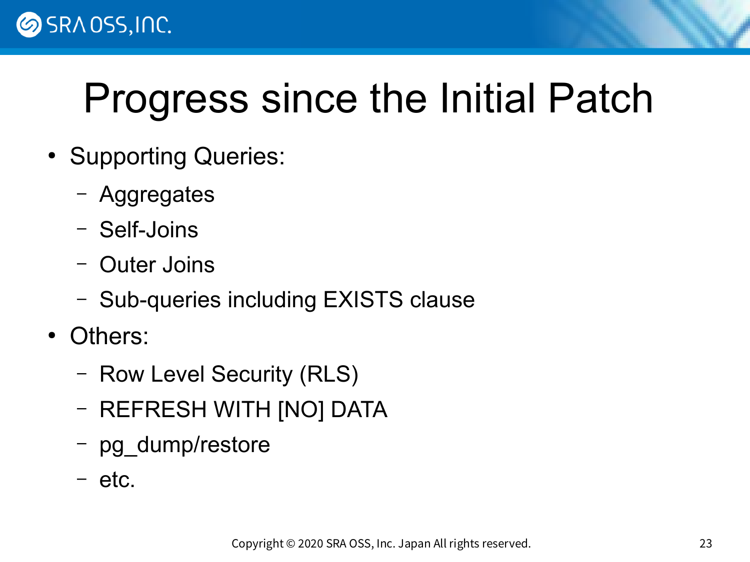# Progress since the Initial Patch

- Supporting Queries:
  - Aggregates
  - Self-Joins
  - Outer Joins
  - Sub-queries including EXISTS clause
- Others:
  - Row Level Security (RLS)
  - REFRESH WITH [NO] DATA
  - pg_dump/restore
  - etc.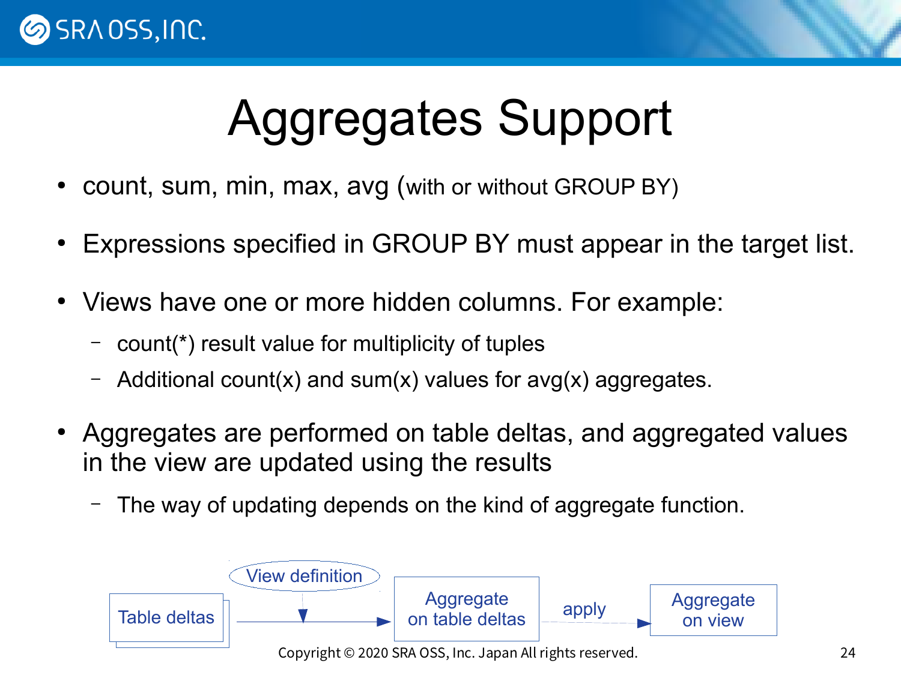# Aggregates Support

- count, sum, min, max, avg (with or without GROUP BY)
- Expressions specified in GROUP BY must appear in the target list.
- Views have one or more hidden columns. For example:
  - count(*) result value for multiplicity of tuples
  - Additional count(x) and sum(x) values for avg(x) aggregates.
- Aggregates are performed on table deltas, and aggregated values in the view are updated using the results
  - The way of updating depends on the kind of aggregate function.

View definition

Table deltas

Aggregate on table deltas

apply

Aggregate on view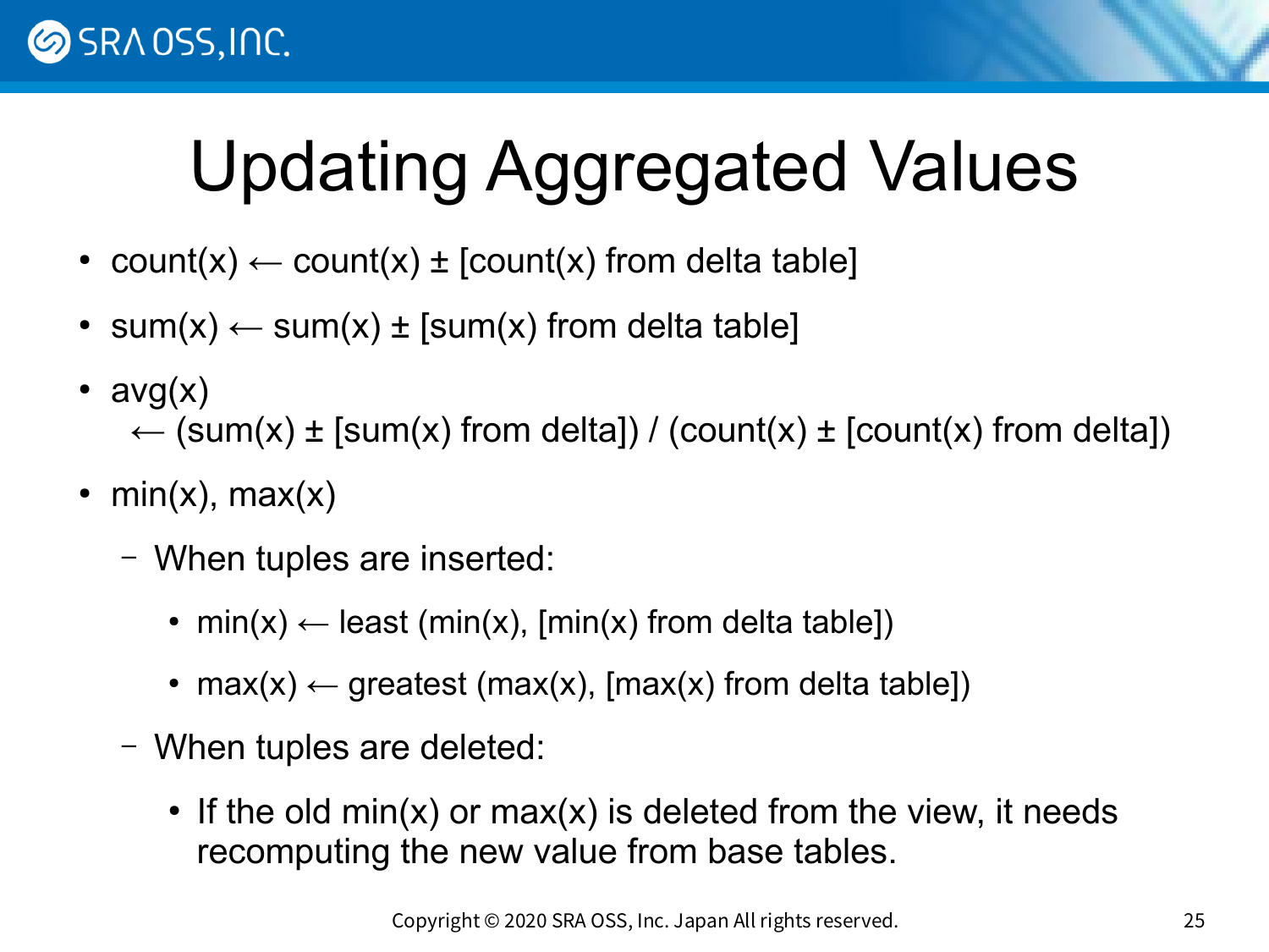# Updating Aggregated Values

- count(x) ← count(x) ± [count(x) from delta table]
- sum(x) ← sum(x) ± [sum(x) from delta table]
- avg(x)
  ← (sum(x) ± [sum(x) from delta]) / (count(x) ± [count(x) from delta])
- min(x), max(x)
  - When tuples are inserted:
    - min(x) ← least (min(x), [min(x) from delta table])
    - max(x) ← greatest (max(x), [max(x) from delta table])
  - When tuples are deleted:
    - If the old min(x) or max(x) is deleted from the view, it needs recomputing the new value from base tables.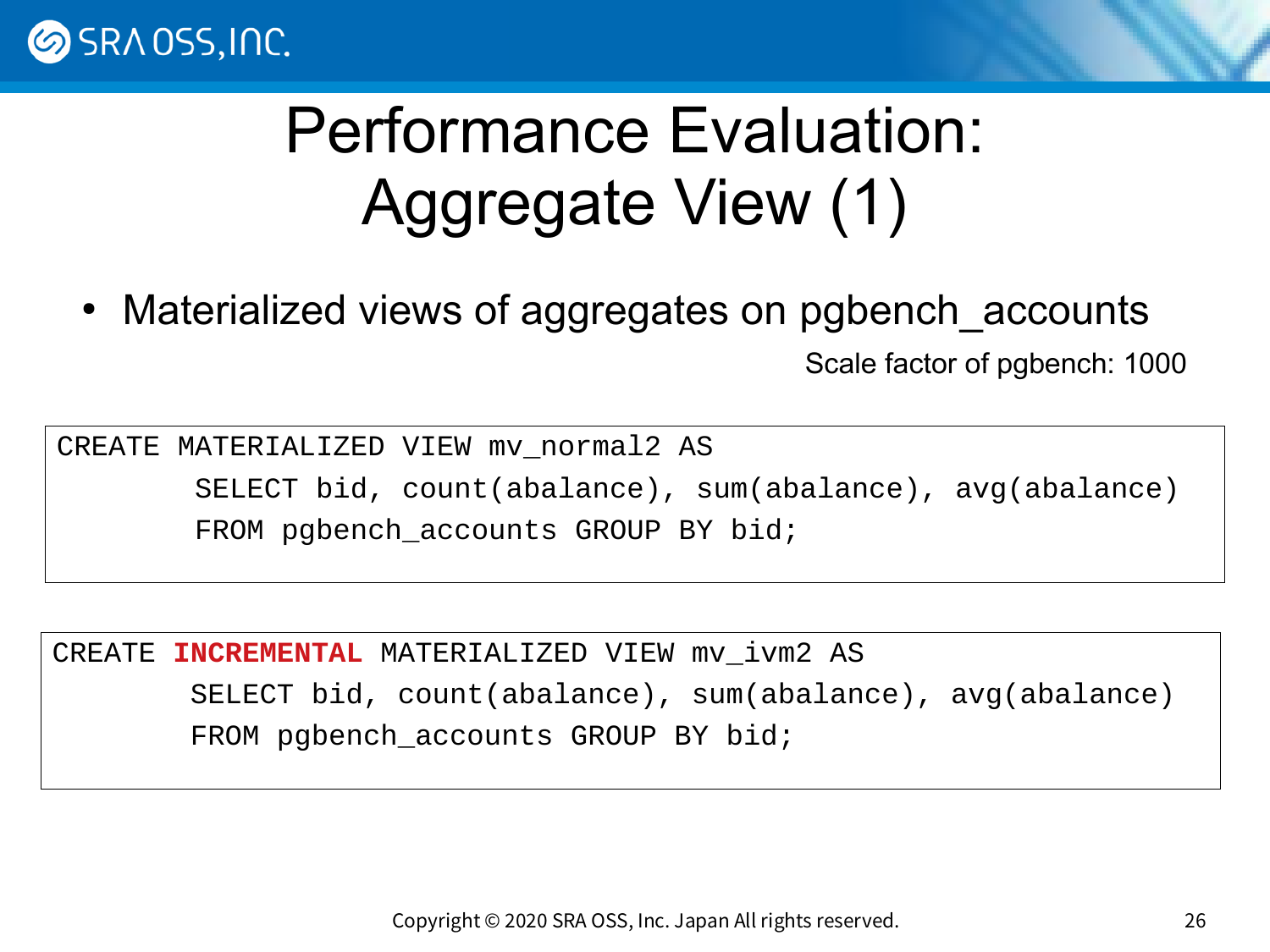# Performance Evaluation: Aggregate View (1)

- Materialized views of aggregates on pgbench_accounts

Scale factor of pgbench: 1000

```
CREATE MATERIALIZED VIEW mv_normal2 AS
        SELECT bid, count(abalance), sum(abalance), avg(abalance)
        FROM pgbench_accounts GROUP BY bid;
```

```
CREATE INCREMENTAL MATERIALIZED VIEW mv_ivm2 AS
        SELECT bid, count(abalance), sum(abalance), avg(abalance)
        FROM pgbench_accounts GROUP BY bid;
```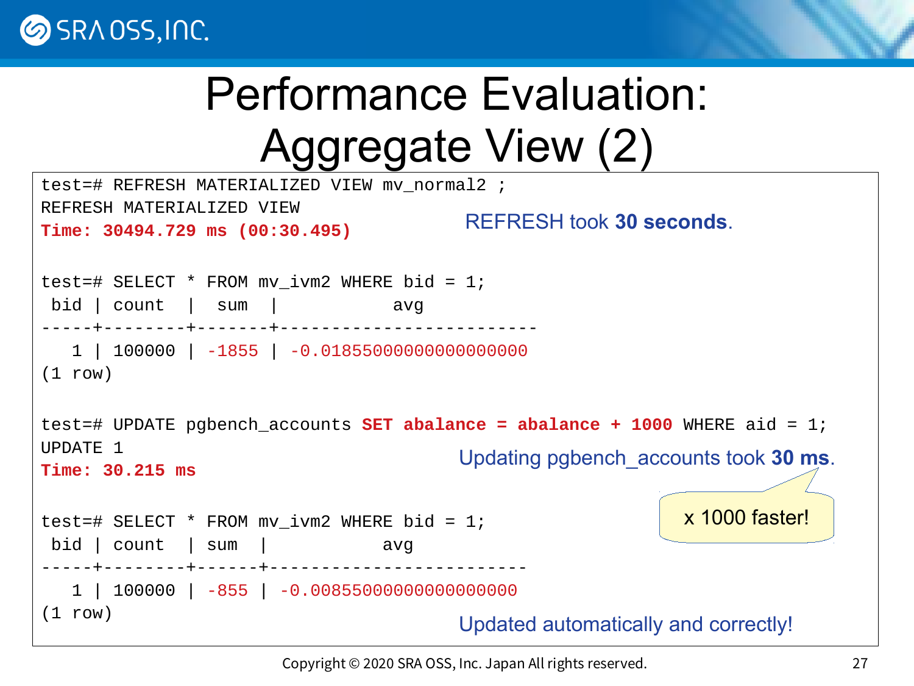# Performance Evaluation: Aggregate View (2)

```
test=# REFRESH MATERIALIZED VIEW mv_normal2 ;
REFRESH MATERIALIZED VIEW
Time: 30494.729 ms (00:30.495)

test=# SELECT * FROM mv_ivm2 WHERE bid = 1;
 bid | count  |  sum  |           avg
-----+--------+-------+-------------------------
   1 | 100000 | -1855 | -0.01855000000000000000
(1 row)

test=# UPDATE pgbench_accounts SET abalance = abalance + 1000 WHERE aid = 1;
UPDATE 1
Time: 30.215 ms

test=# SELECT * FROM mv_ivm2 WHERE bid = 1;
 bid | count  | sum  |           avg
-----+--------+------+-------------------------
   1 | 100000 | -855 | -0.00855000000000000000
(1 row)
```

REFRESH took **30 seconds**.

Updating pgbench_accounts took **30 ms**.

x 1000 faster!

Updated automatically and correctly!

Copyright © 2020 SRA OSS, Inc. Japan All rights reserved.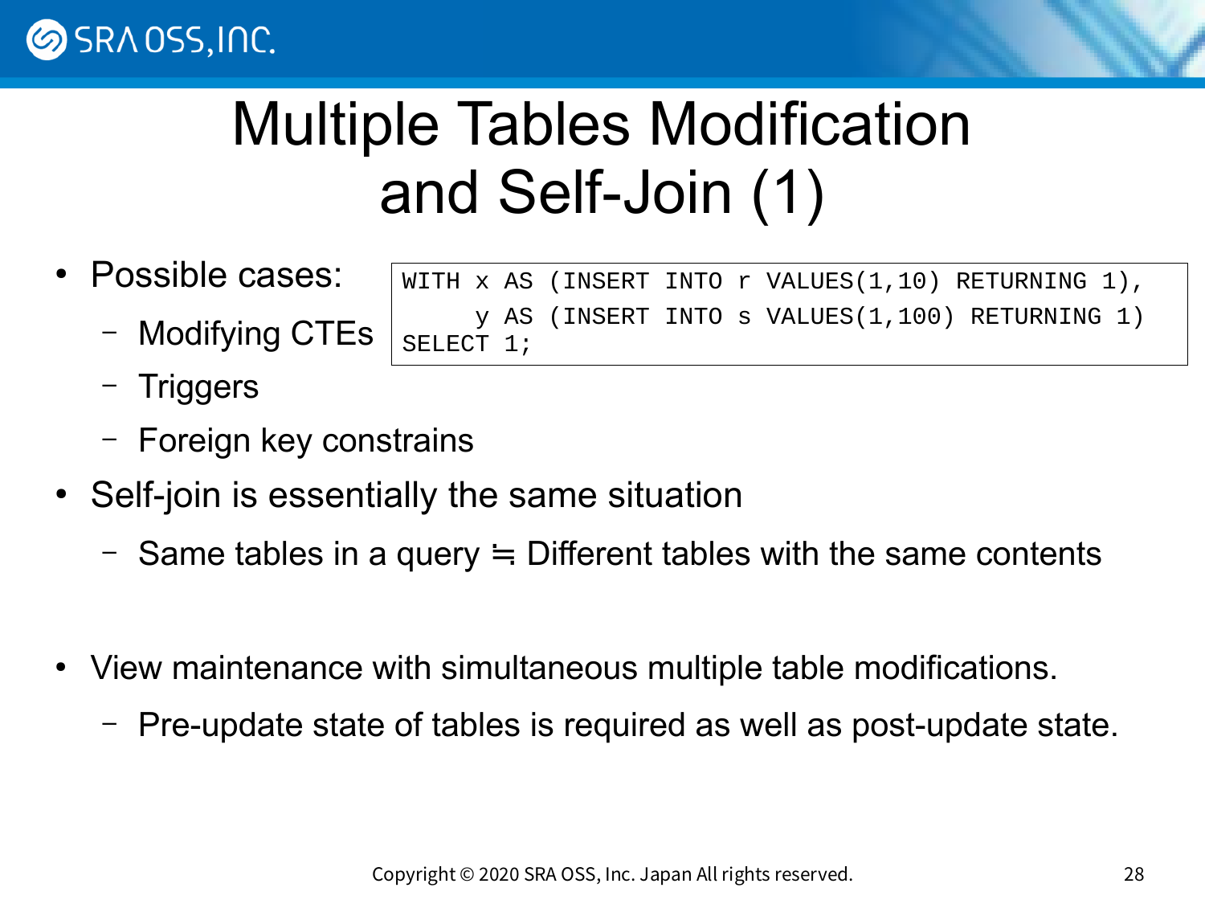# Multiple Tables Modification and Self-Join (1)

- Possible cases:
  - Modifying CTEs
  - Triggers
  - Foreign key constrains

```
WITH x AS (INSERT INTO r VALUES(1,10) RETURNING 1),
     y AS (INSERT INTO s VALUES(1,100) RETURNING 1)
SELECT 1;
```

- Self-join is essentially the same situation
  - Same tables in a query ≒ Different tables with the same contents

- View maintenance with simultaneous multiple table modifications.
  - Pre-update state of tables is required as well as post-update state.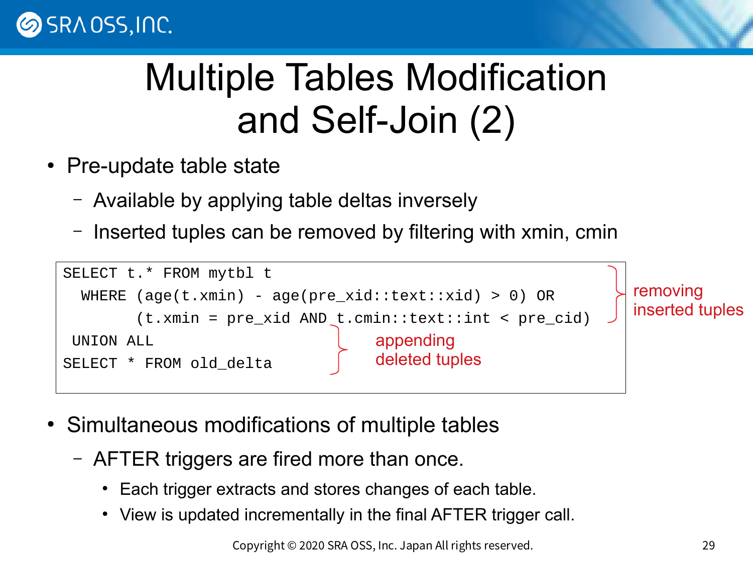# Multiple Tables Modification and Self-Join (2)

- Pre-update table state
  - Available by applying table deltas inversely
  - Inserted tuples can be removed by filtering with xmin, cmin

```
SELECT t.* FROM mytbl t
  WHERE (age(t.xmin) - age(pre_xid::text::xid) > 0) OR
        (t.xmin = pre_xid AND t.cmin::text::int < pre_cid)
 UNION ALL
SELECT * FROM old_delta
```

removing inserted tuples

appending deleted tuples

- Simultaneous modifications of multiple tables
  - AFTER triggers are fired more than once.
    - Each trigger extracts and stores changes of each table.
    - View is updated incrementally in the final AFTER trigger call.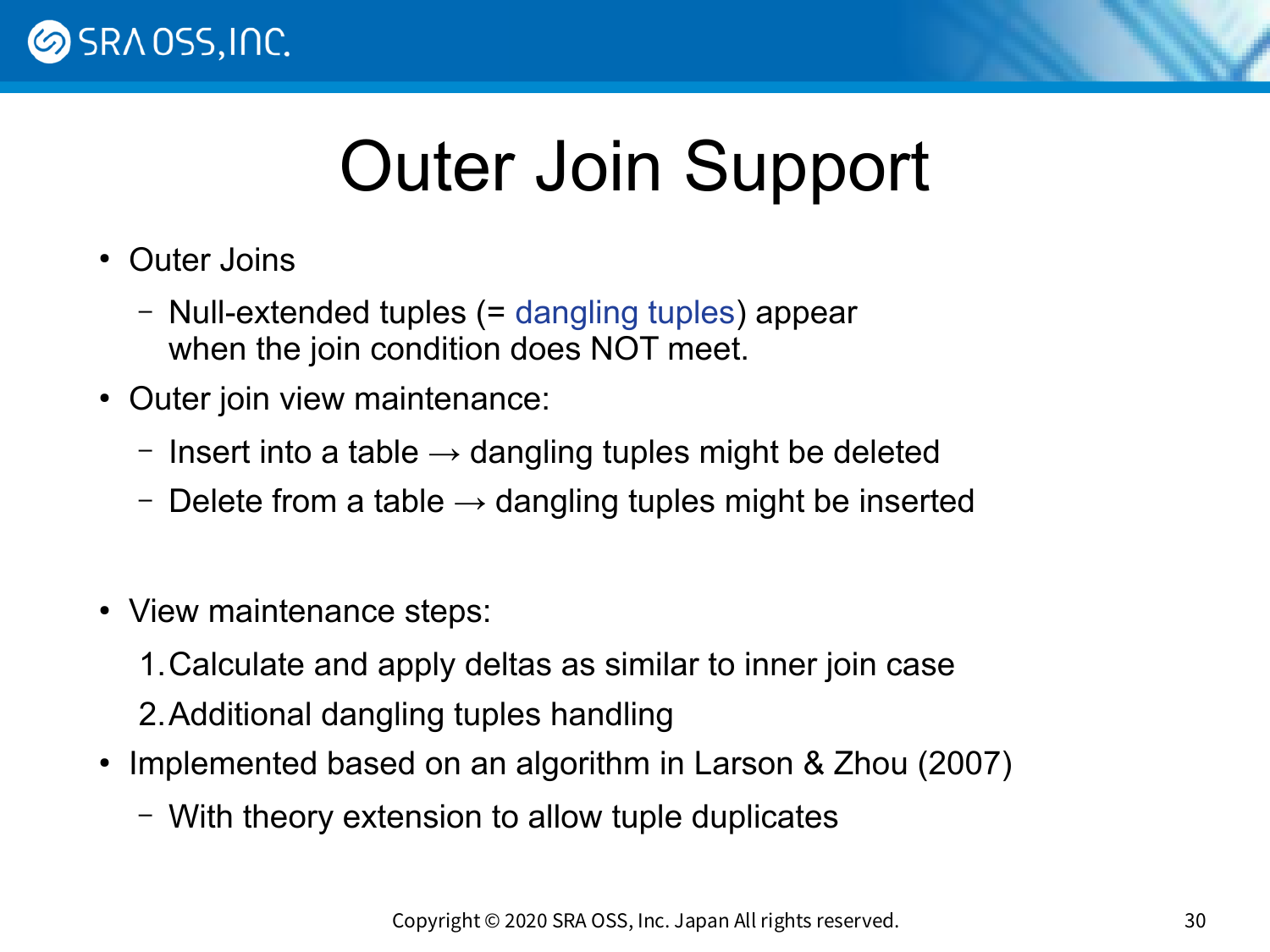# Outer Join Support

- Outer Joins
  - Null-extended tuples (= dangling tuples) appear when the join condition does NOT meet.
- Outer join view maintenance:
  - Insert into a table → dangling tuples might be deleted
  - Delete from a table → dangling tuples might be inserted
- View maintenance steps:
  1. Calculate and apply deltas as similar to inner join case
  2. Additional dangling tuples handling
- Implemented based on an algorithm in Larson & Zhou (2007)
  - With theory extension to allow tuple duplicates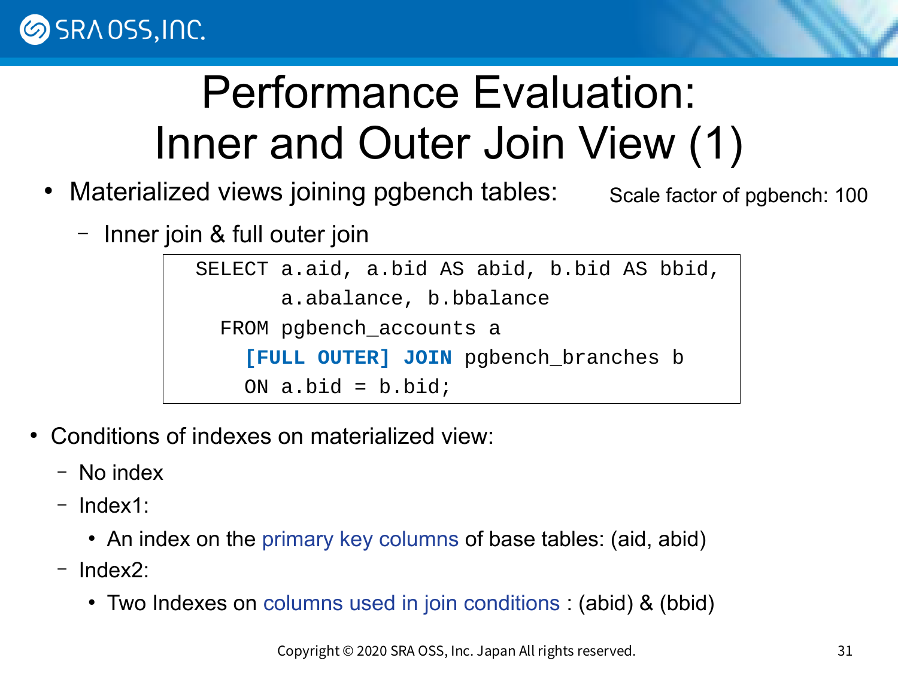# Performance Evaluation: Inner and Outer Join View (1)

- Materialized views joining pgbench tables:

Scale factor of pgbench: 100

  - Inner join & full outer join

```
SELECT a.aid, a.bid AS abid, b.bid AS bbid,
       a.abalance, b.bbalance
  FROM pgbench_accounts a
    [FULL OUTER] JOIN pgbench_branches b
    ON a.bid = b.bid;
```

- Conditions of indexes on materialized view:
  - No index
  - Index1:
    - An index on the primary key columns of base tables: (aid, abid)
  - Index2:
    - Two Indexes on columns used in join conditions : (abid) & (bbid)

Copyright © 2020 SRA OSS, Inc. Japan All rights reserved.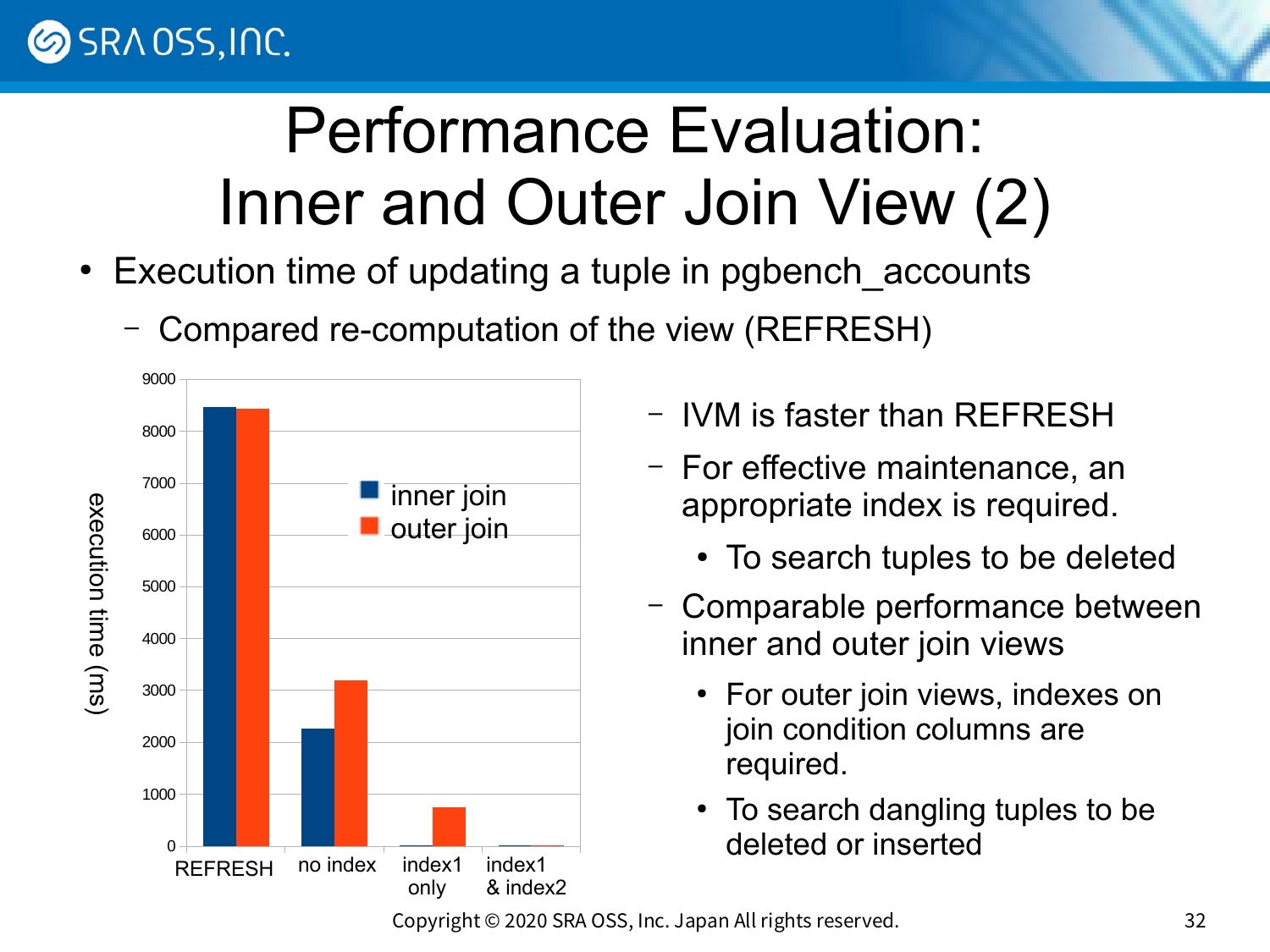# Performance Evaluation: Inner and Outer Join View (2)

- Execution time of updating a tuple in pgbench_accounts
  - Compared re-computation of the view (REFRESH)

execution time (ms)

9000
8000
7000
6000
5000
4000
3000
2000
1000
0

inner join
outer join

REFRESH
no index
index1 only
index1 & index2

- IVM is faster than REFRESH
- For effective maintenance, an appropriate index is required.
  - To search tuples to be deleted
- Comparable performance between inner and outer join views
  - For outer join views, indexes on join condition columns are required.
  - To search dangling tuples to be deleted or inserted

Copyright © 2020 SRA OSS, Inc. Japan All rights reserved.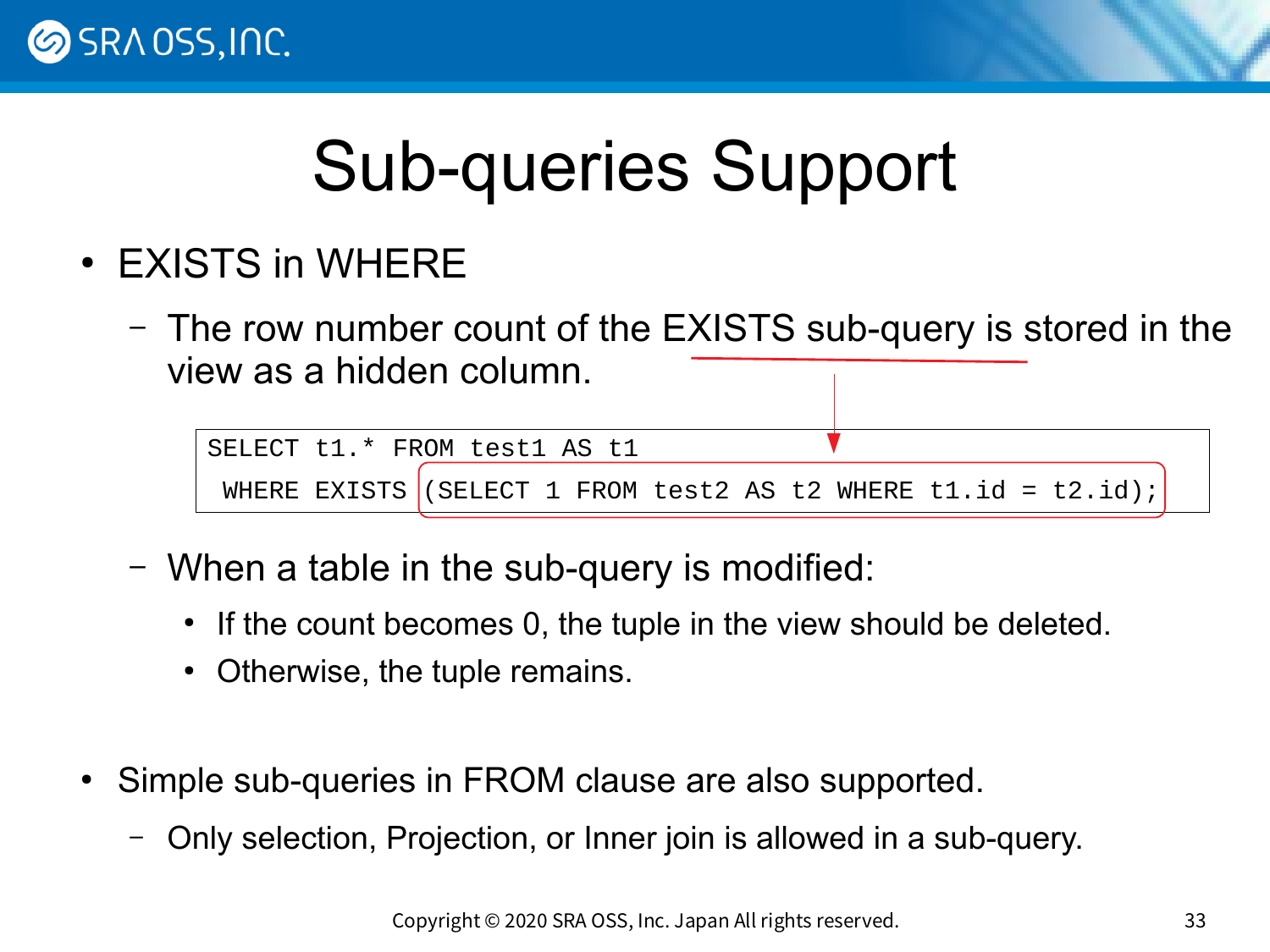# Sub-queries Support

- EXISTS in WHERE
  - The row number count of the EXISTS sub-query is stored in the view as a hidden column.

```
SELECT t1.* FROM test1 AS t1
 WHERE EXISTS (SELECT 1 FROM test2 AS t2 WHERE t1.id = t2.id);
```

  - When a table in the sub-query is modified:
    - If the count becomes 0, the tuple in the view should be deleted.
    - Otherwise, the tuple remains.

- Simple sub-queries in FROM clause are also supported.
  - Only selection, Projection, or Inner join is allowed in a sub-query.

Copyright © 2020 SRA OSS, Inc. Japan All rights reserved.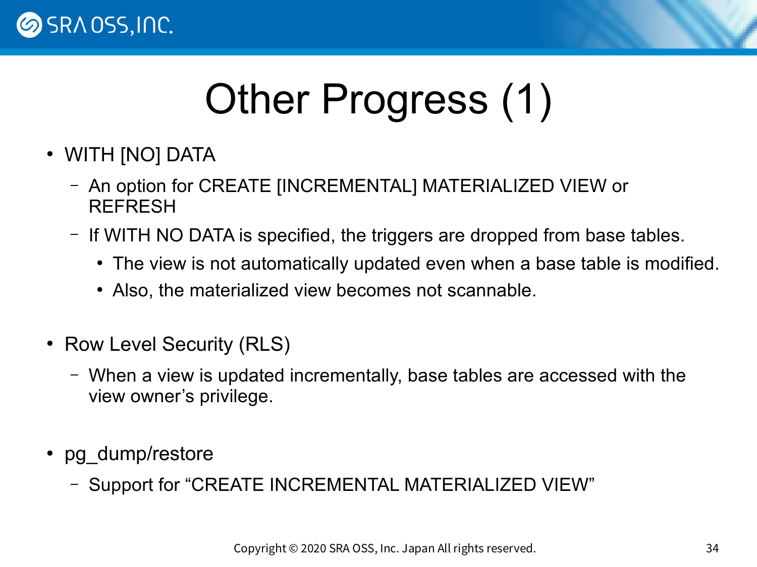# Other Progress (1)

- WITH [NO] DATA
  - An option for CREATE [INCREMENTAL] MATERIALIZED VIEW or REFRESH
  - If WITH NO DATA is specified, the triggers are dropped from base tables.
    - The view is not automatically updated even when a base table is modified.
    - Also, the materialized view becomes not scannable.

- Row Level Security (RLS)
  - When a view is updated incrementally, base tables are accessed with the view owner's privilege.

- pg_dump/restore
  - Support for "CREATE INCREMENTAL MATERIALIZED VIEW"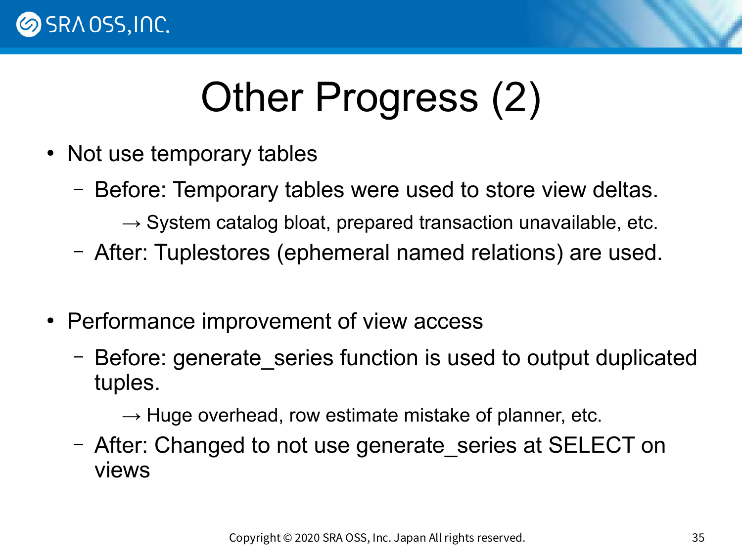# Other Progress (2)

- Not use temporary tables
  - Before: Temporary tables were used to store view deltas.
    - → System catalog bloat, prepared transaction unavailable, etc.
  - After: Tuplestores (ephemeral named relations) are used.

- Performance improvement of view access
  - Before: generate_series function is used to output duplicated tuples.
    - → Huge overhead, row estimate mistake of planner, etc.
  - After: Changed to not use generate_series at SELECT on views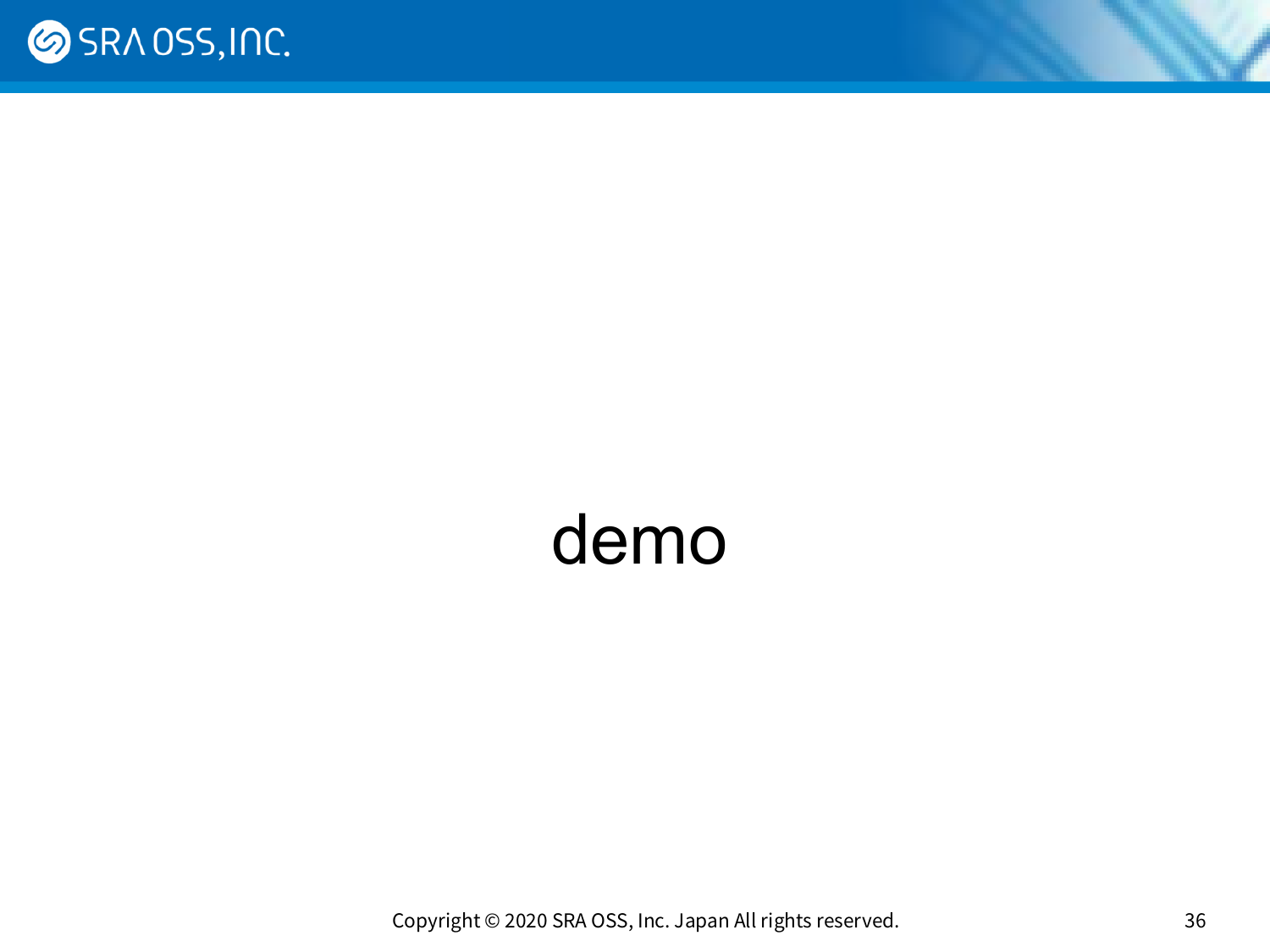demo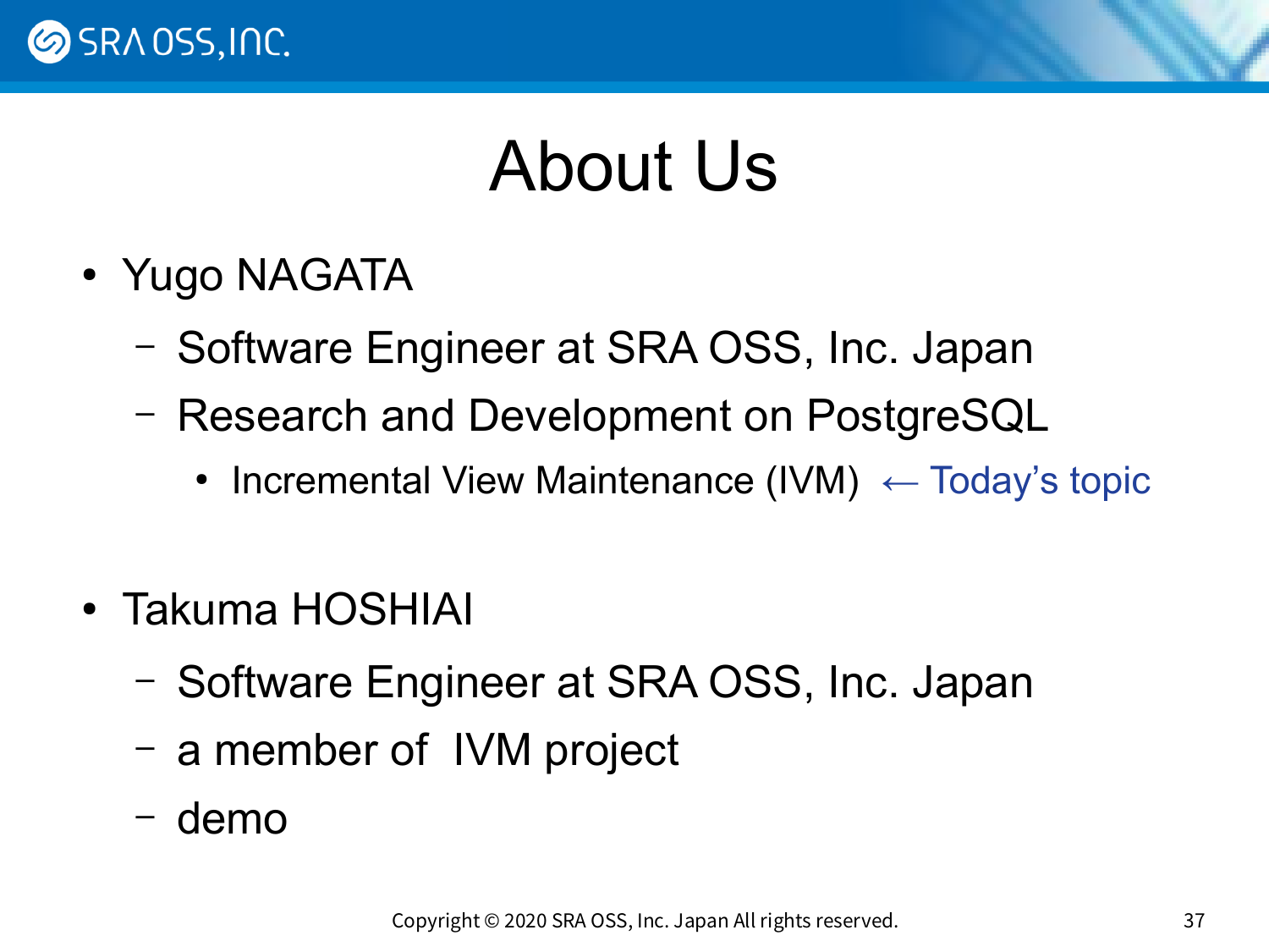# About Us

- Yugo NAGATA
  - Software Engineer at SRA OSS, Inc. Japan
  - Research and Development on PostgreSQL
    - Incremental View Maintenance (IVM) ← Today's topic

- Takuma HOSHIAI
  - Software Engineer at SRA OSS, Inc. Japan
  - a member of IVM project
  - demo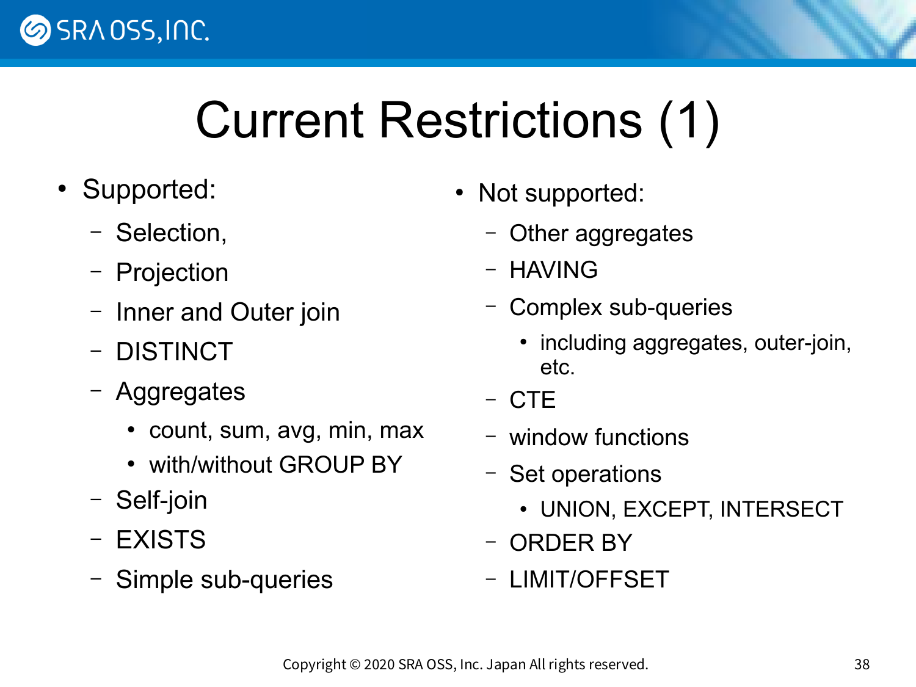# Current Restrictions (1)

- Supported:
  - Selection,
  - Projection
  - Inner and Outer join
  - DISTINCT
  - Aggregates
    - count, sum, avg, min, max
    - with/without GROUP BY
  - Self-join
  - EXISTS
  - Simple sub-queries

- Not supported:
  - Other aggregates
  - HAVING
  - Complex sub-queries
    - including aggregates, outer-join, etc.
  - CTE
  - window functions
  - Set operations
    - UNION, EXCEPT, INTERSECT
  - ORDER BY
  - LIMIT/OFFSET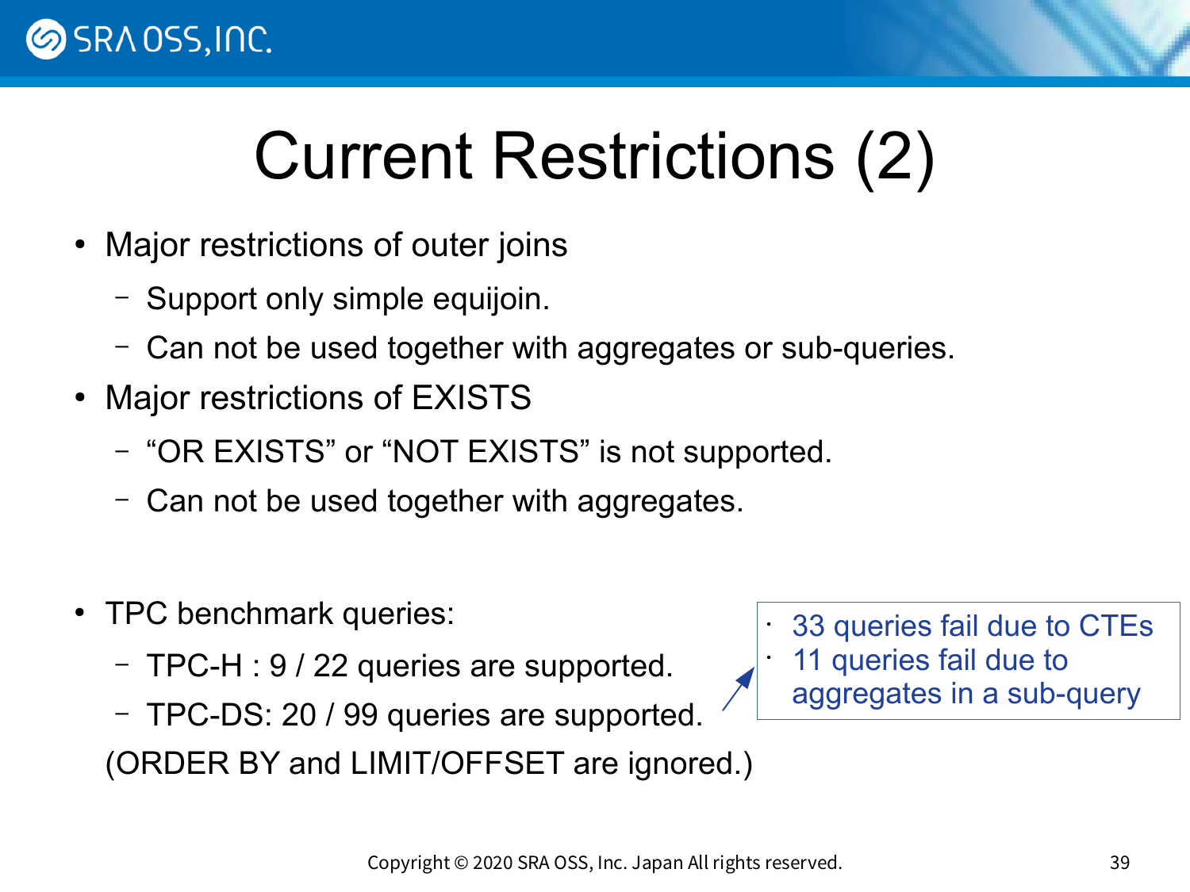# Current Restrictions (2)

- Major restrictions of outer joins
  - Support only simple equijoin.
  - Can not be used together with aggregates or sub-queries.
- Major restrictions of EXISTS
  - “OR EXISTS” or “NOT EXISTS” is not supported.
  - Can not be used together with aggregates.

- TPC benchmark queries:
  - TPC-H : 9 / 22 queries are supported.
  - TPC-DS: 20 / 99 queries are supported.

  (ORDER BY and LIMIT/OFFSET are ignored.)

- 33 queries fail due to CTEs
- 11 queries fail due to aggregates in a sub-query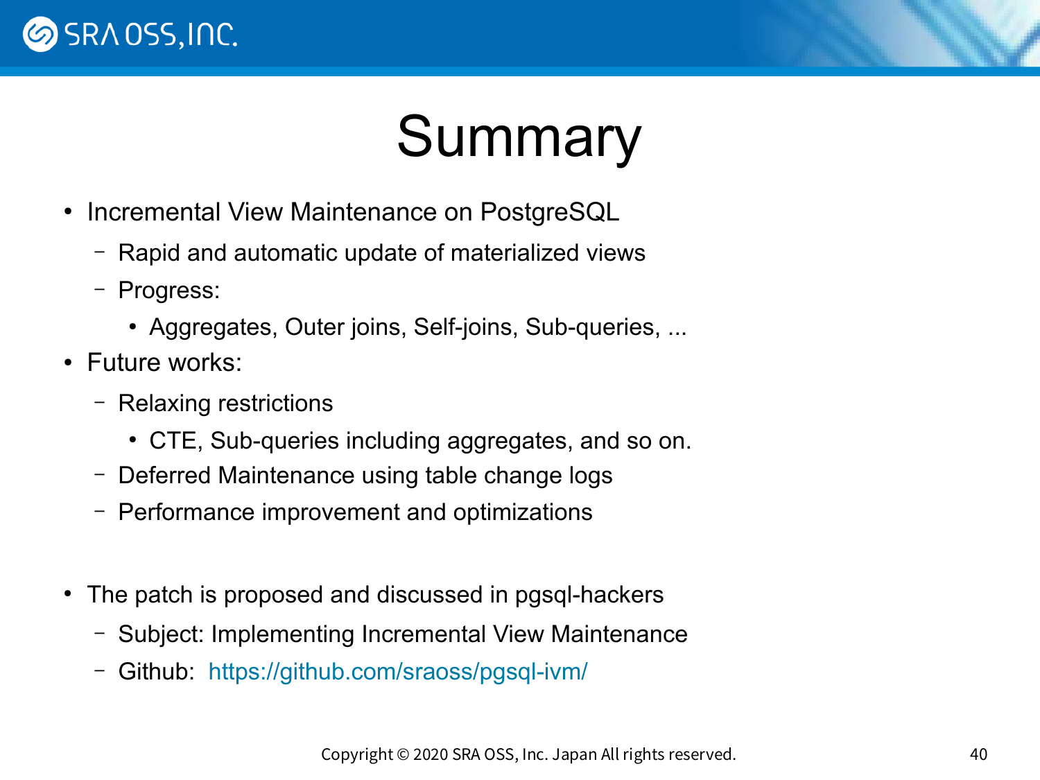# Summary

- Incremental View Maintenance on PostgreSQL
  - Rapid and automatic update of materialized views
  - Progress:
    - Aggregates, Outer joins, Self-joins, Sub-queries, ...
- Future works:
  - Relaxing restrictions
    - CTE, Sub-queries including aggregates, and so on.
  - Deferred Maintenance using table change logs
  - Performance improvement and optimizations

- The patch is proposed and discussed in pgsql-hackers
  - Subject: Implementing Incremental View Maintenance
  - Github: https://github.com/sraoss/pgsql-ivm/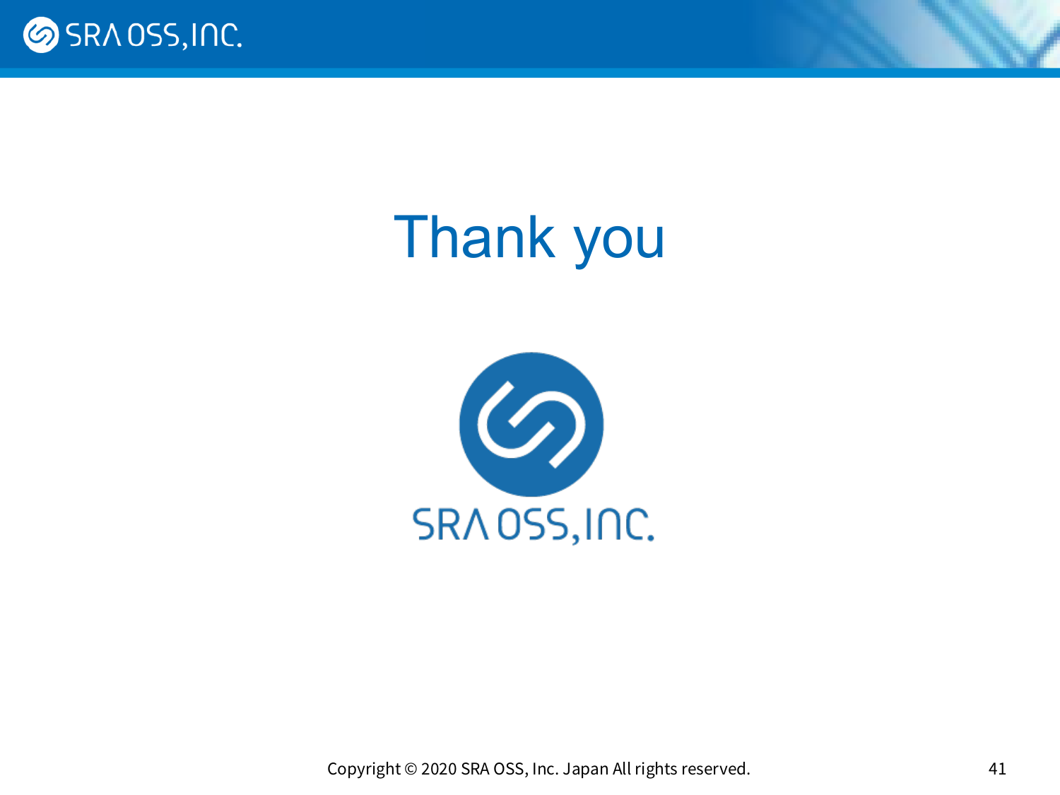# Thank you

SRA OSS, INC.